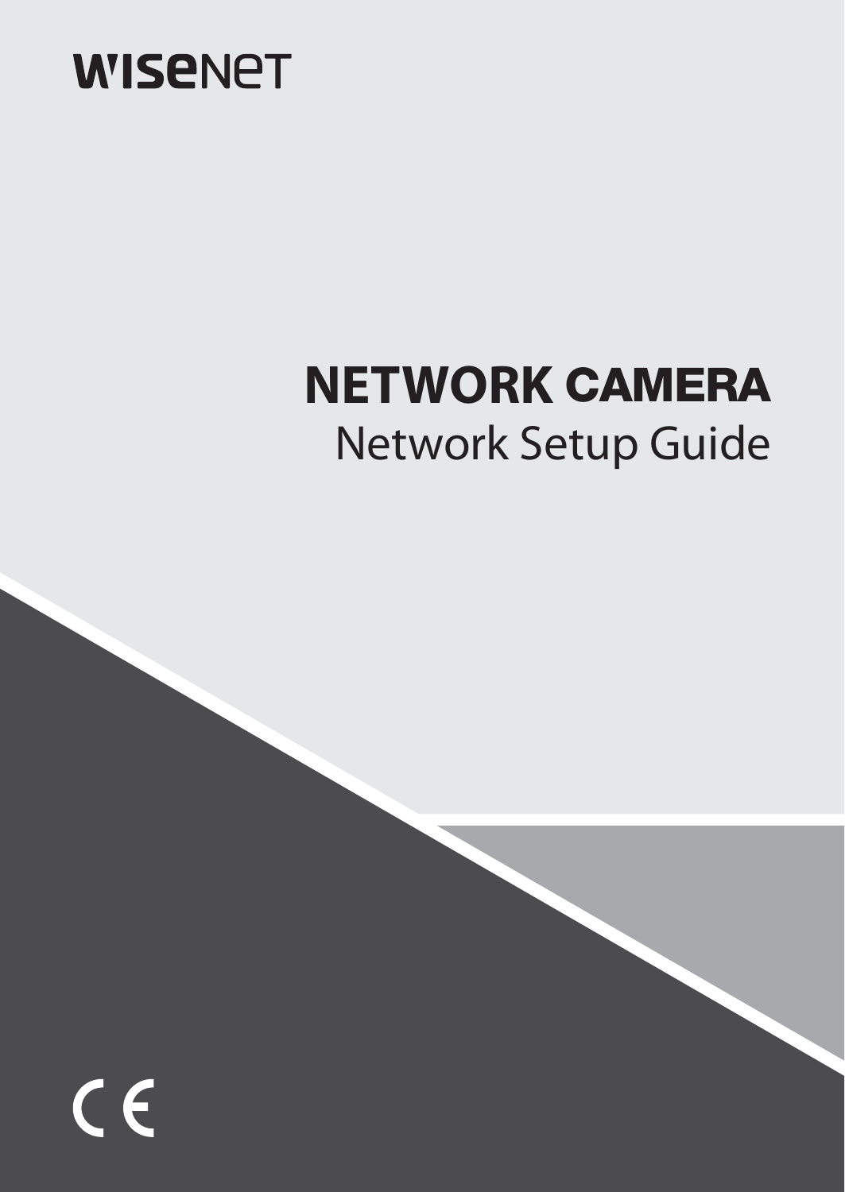WISENET

# NETWORK CAMERA

## Network Setup Guide

CE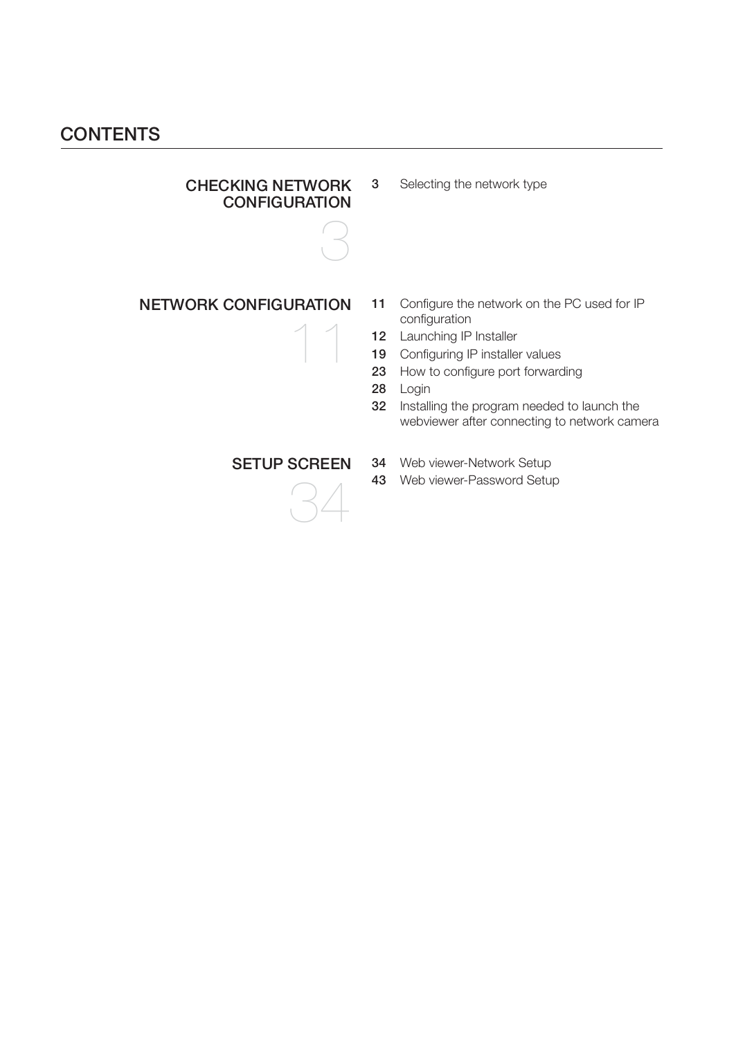# CONTENTS

## CHECKING NETWORK CONFIGURATION

3

- 3 Selecting the network type

## NETWORK CONFIGURATION

11

- 11 Configure the network on the PC used for IP configuration
- 12 Launching IP Installer
- 19 Configuring IP installer values
- 23 How to configure port forwarding
- 28 Login
- 32 Installing the program needed to launch the webviewer after connecting to network camera

## SETUP SCREEN

34

- 34 Web viewer-Network Setup
- 43 Web viewer-Password Setup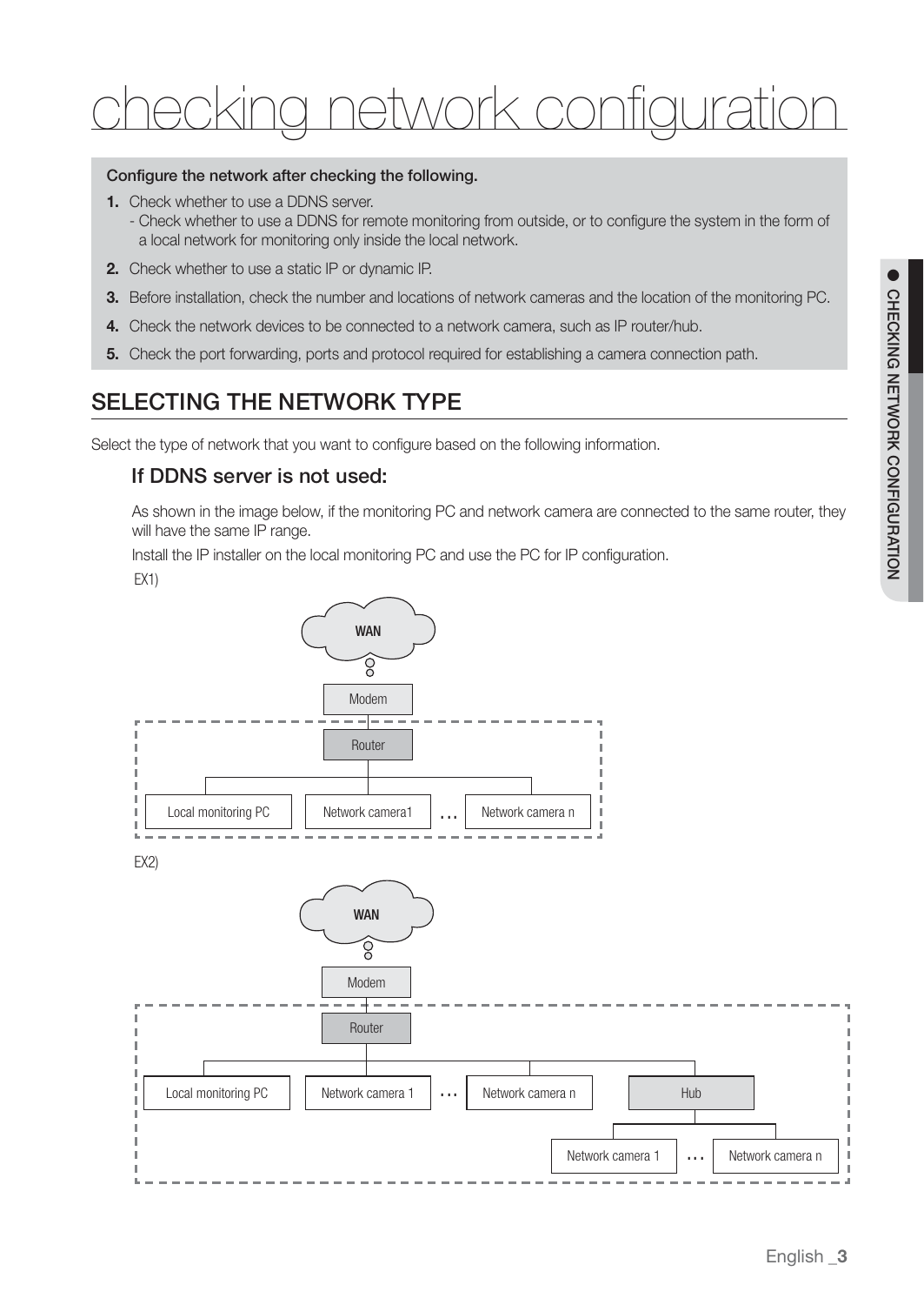# checking network configuration

**Configure the network after checking the following.**

1. Check whether to use a DDNS server.
   - Check whether to use a DDNS for remote monitoring from outside, or to configure the system in the form of a local network for monitoring only inside the local network.
2. Check whether to use a static IP or dynamic IP.
3. Before installation, check the number and locations of network cameras and the location of the monitoring PC.
4. Check the network devices to be connected to a network camera, such as IP router/hub.
5. Check the port forwarding, ports and protocol required for establishing a camera connection path.

## SELECTING THE NETWORK TYPE

Select the type of network that you want to configure based on the following information.

### If DDNS server is not used:

As shown in the image below, if the monitoring PC and network camera are connected to the same router, they will have the same IP range.

Install the IP installer on the local monitoring PC and use the PC for IP configuration.

EX1)

WAN

Modem

Router

Local monitoring PC | Network camera1 | … | Network camera n

EX2)

WAN

Modem

Router

Local monitoring PC | Network camera 1 | … | Network camera n | Hub

Network camera 1 | … | Network camera n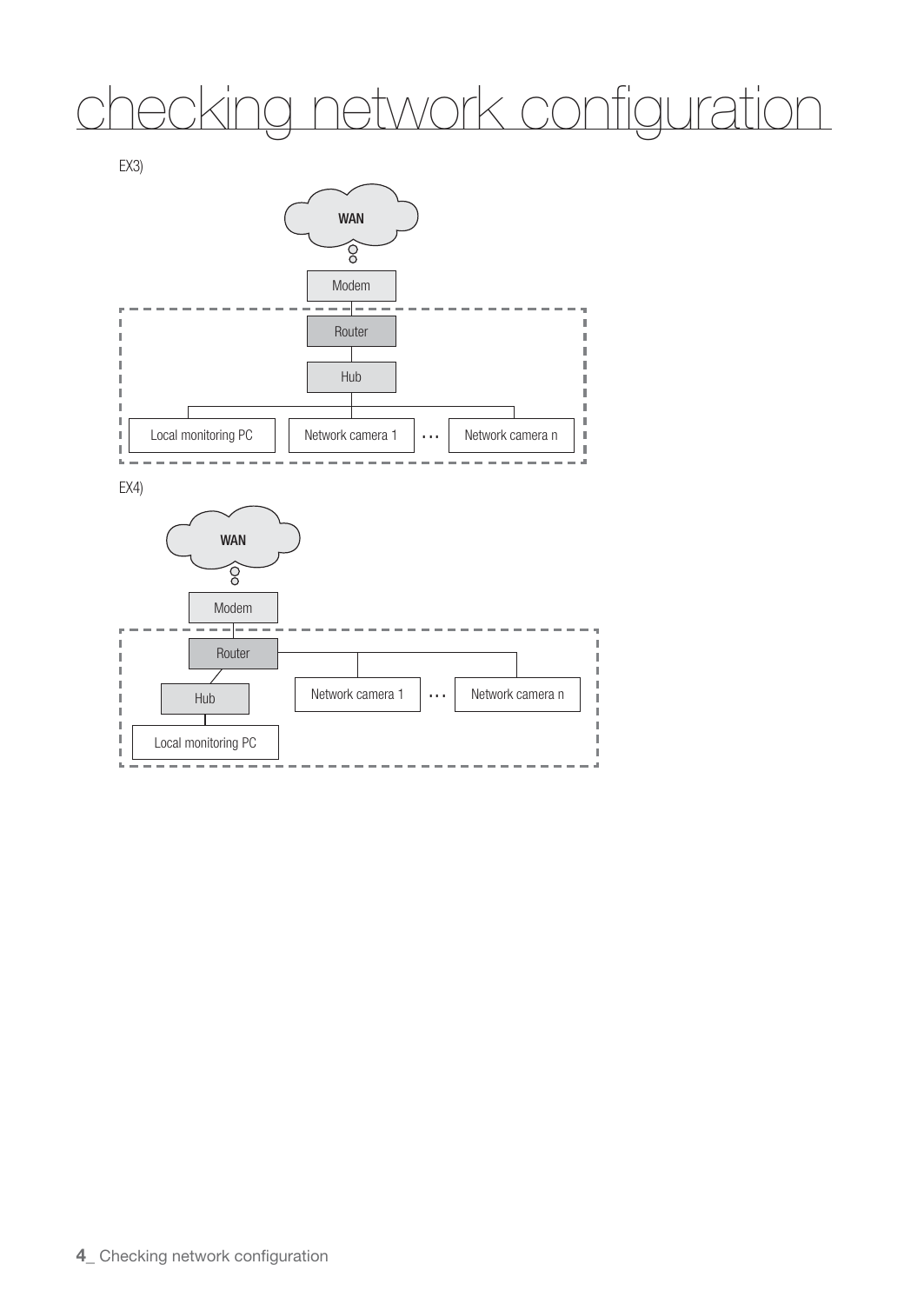# checking network configuration

EX3)

WAN

Modem

Router

Hub

Local monitoring PC

Network camera 1 ... Network camera n

EX4)

WAN

Modem

Router

Hub

Local monitoring PC

Network camera 1 ... Network camera n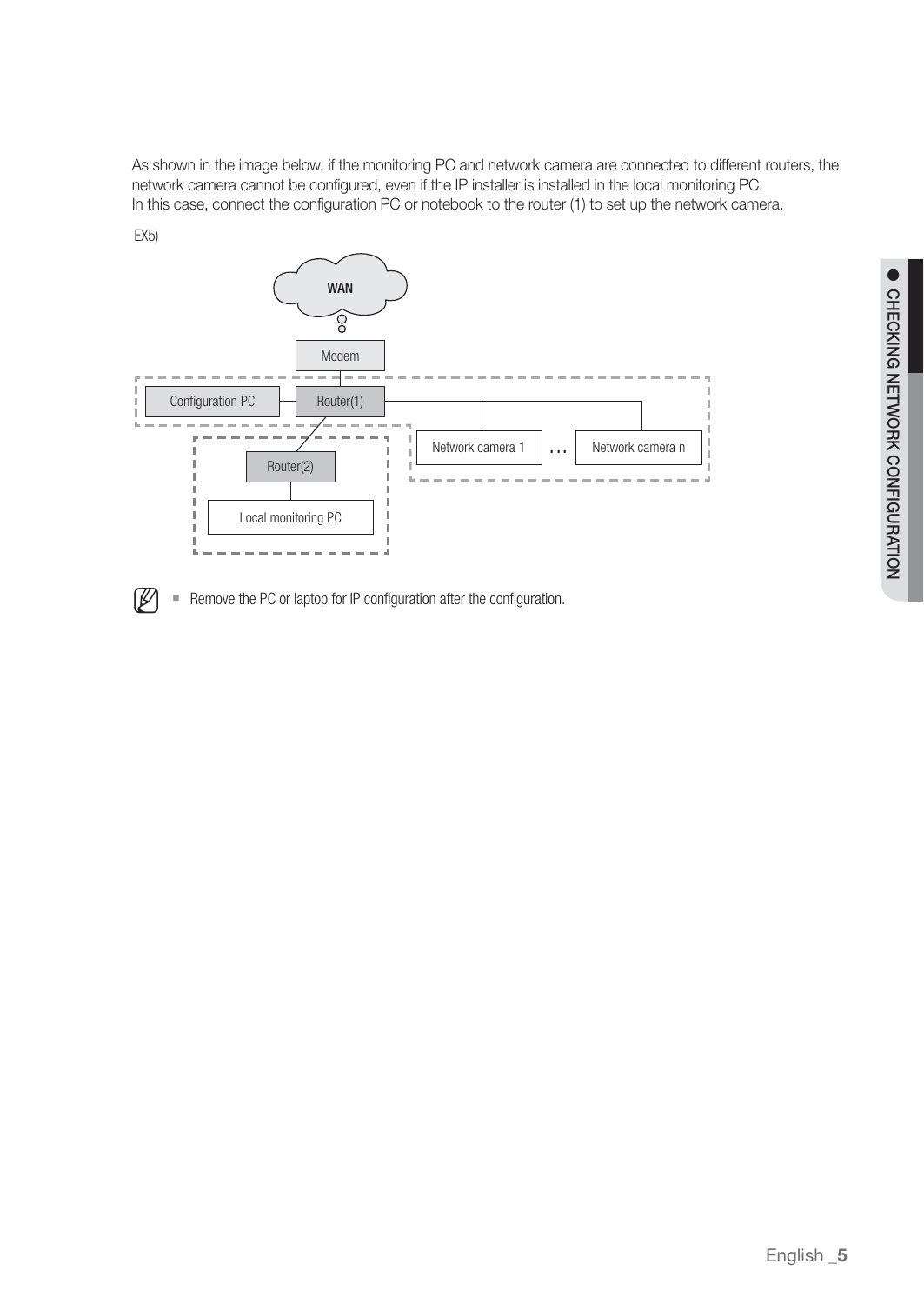As shown in the image below, if the monitoring PC and network camera are connected to different routers, the network camera cannot be configured, even if the IP installer is installed in the local monitoring PC.
In this case, connect the configuration PC or notebook to the router (1) to set up the network camera.

EX5)

WAN

Modem

Configuration PC

Router(1)

Network camera 1 … Network camera n

Router(2)

Local monitoring PC

- Remove the PC or laptop for IP configuration after the configuration.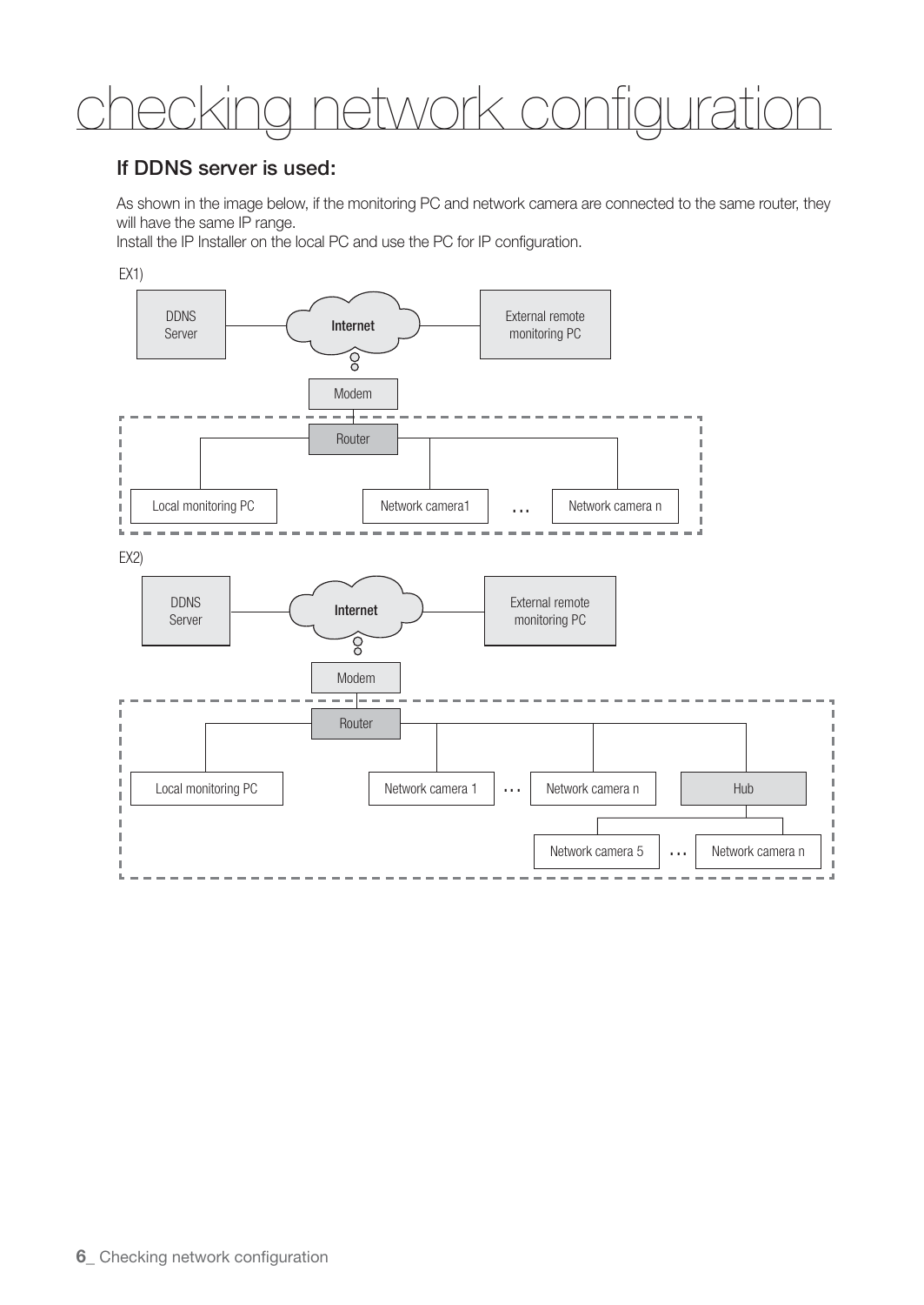# checking network configuration

## If DDNS server is used:

As shown in the image below, if the monitoring PC and network camera are connected to the same router, they will have the same IP range.
Install the IP Installer on the local PC and use the PC for IP configuration.

EX1)

DDNS Server | Internet | External remote monitoring PC | Modem | Router | Local monitoring PC | Network camera1 | … | Network camera n

EX2)

DDNS Server | Internet | External remote monitoring PC | Modem | Router | Local monitoring PC | Network camera 1 | … | Network camera n | Hub | Network camera 5 | … | Network camera n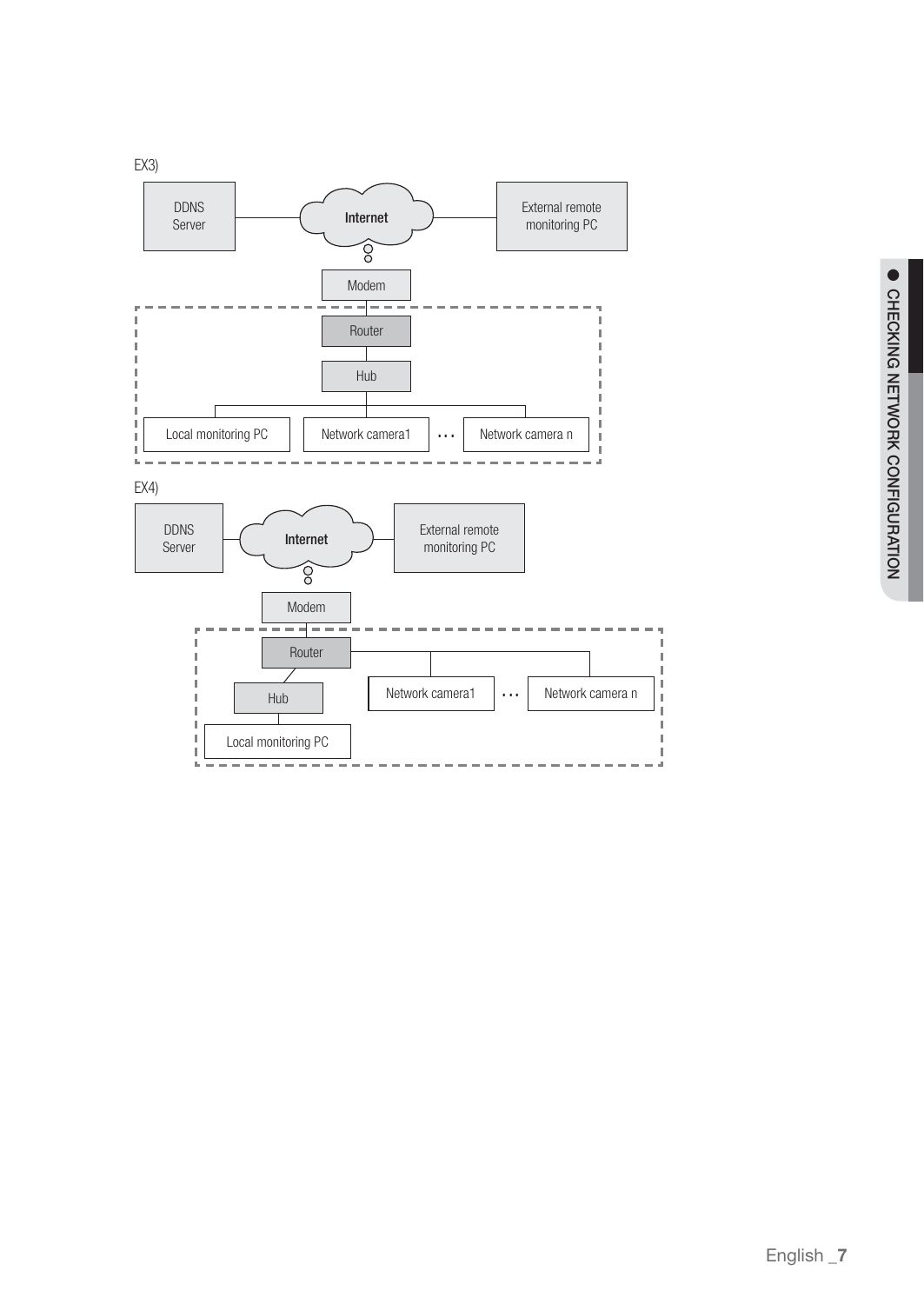EX3)

DDNS Server — Internet — External remote monitoring PC

Modem

Router

Hub

Local monitoring PC | Network camera1 | … | Network camera n

EX4)

DDNS Server — Internet — External remote monitoring PC

Modem

Router

Hub | Network camera1 | … | Network camera n

Local monitoring PC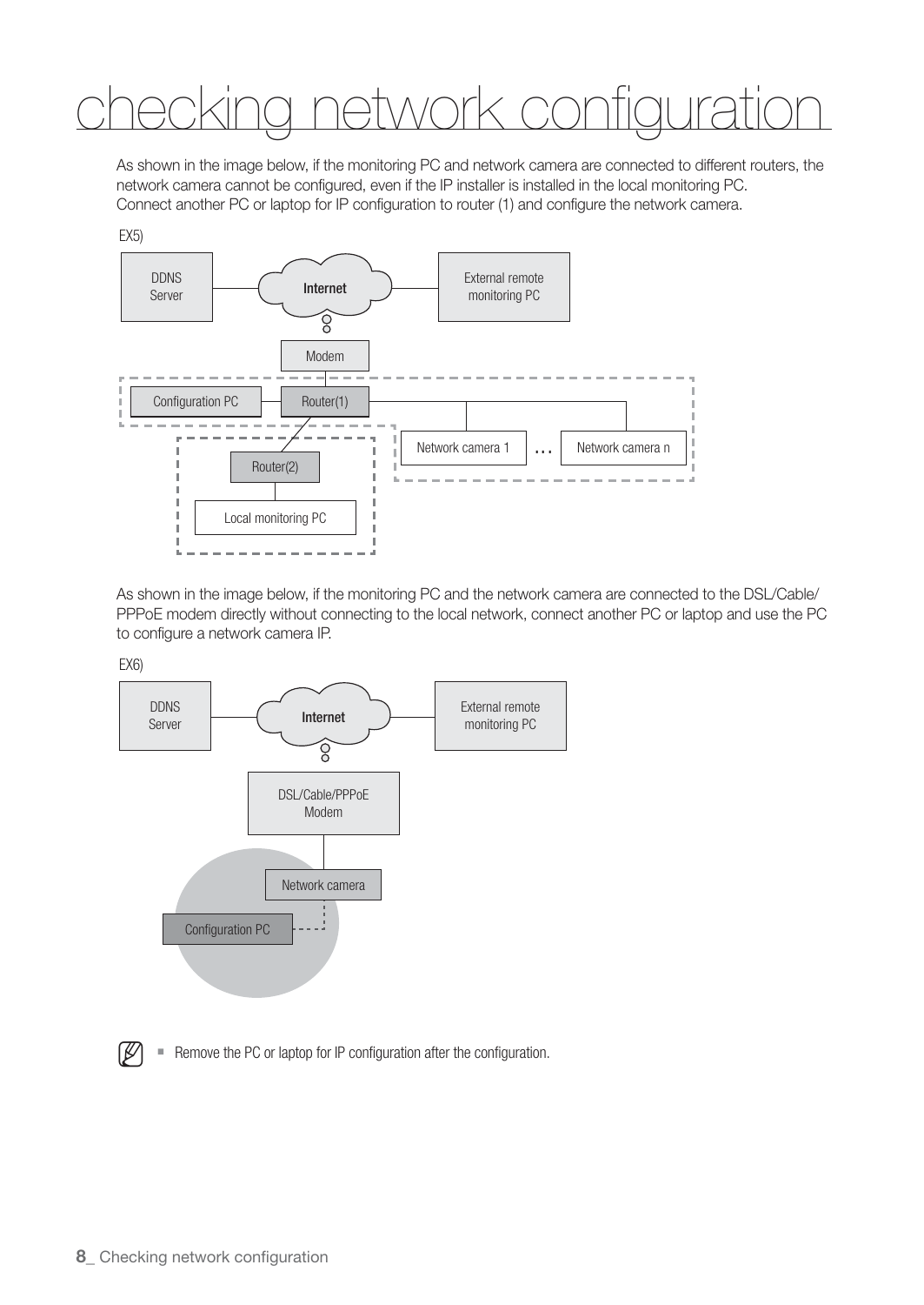# checking network configuration

As shown in the image below, if the monitoring PC and network camera are connected to different routers, the network camera cannot be configured, even if the IP installer is installed in the local monitoring PC.
Connect another PC or laptop for IP configuration to router (1) and configure the network camera.

EX5)

DDNS Server | Internet | External remote monitoring PC | Modem | Configuration PC | Router(1) | Network camera 1 | … | Network camera n | Router(2) | Local monitoring PC

As shown in the image below, if the monitoring PC and the network camera are connected to the DSL/Cable/PPPoE modem directly without connecting to the local network, connect another PC or laptop and use the PC to configure a network camera IP.

EX6)

DDNS Server | Internet | External remote monitoring PC | DSL/Cable/PPPoE Modem | Network camera | Configuration PC

- Remove the PC or laptop for IP configuration after the configuration.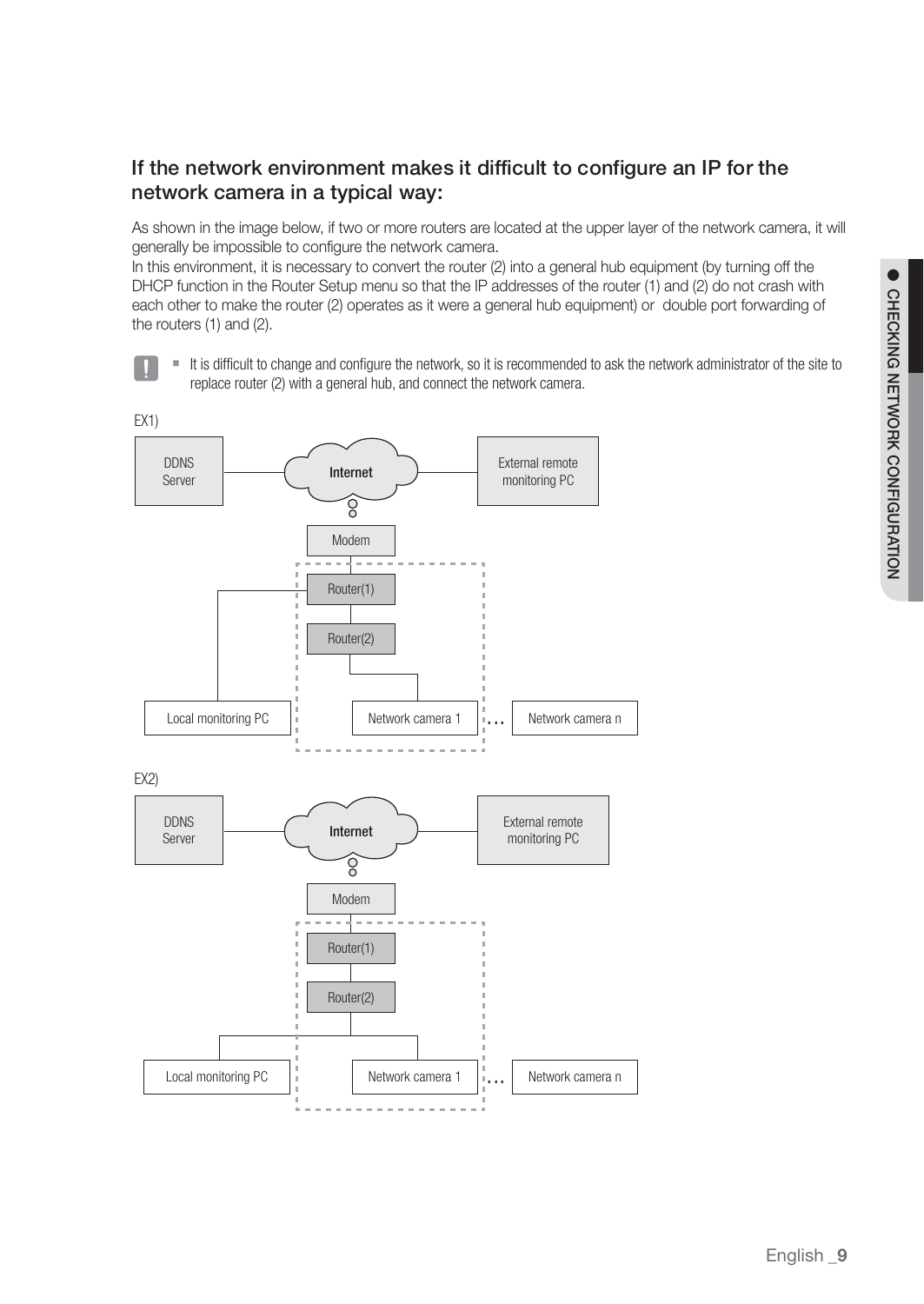## If the network environment makes it difficult to configure an IP for the network camera in a typical way:

As shown in the image below, if two or more routers are located at the upper layer of the network camera, it will generally be impossible to configure the network camera.
In this environment, it is necessary to convert the router (2) into a general hub equipment (by turning off the DHCP function in the Router Setup menu so that the IP addresses of the router (1) and (2) do not crash with each other to make the router (2) operates as it were a general hub equipment) or double port forwarding of the routers (1) and (2).

- It is difficult to change and configure the network, so it is recommended to ask the network administrator of the site to replace router (2) with a general hub, and connect the network camera.

EX1)

DDNS Server — Internet — External remote monitoring PC
Modem
Router(1)
Router(2)
Local monitoring PC
Network camera 1 … Network camera n

EX2)

DDNS Server — Internet — External remote monitoring PC
Modem
Router(1)
Router(2)
Local monitoring PC
Network camera 1 … Network camera n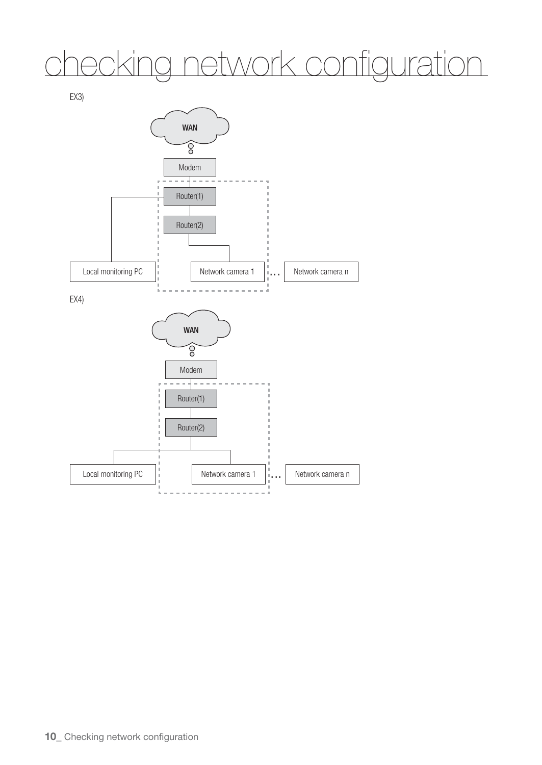# checking network configuration

EX3)

WAN

Modem

Router(1)

Router(2)

Local monitoring PC

Network camera 1

...

Network camera n

EX4)

WAN

Modem

Router(1)

Router(2)

Local monitoring PC

Network camera 1

...

Network camera n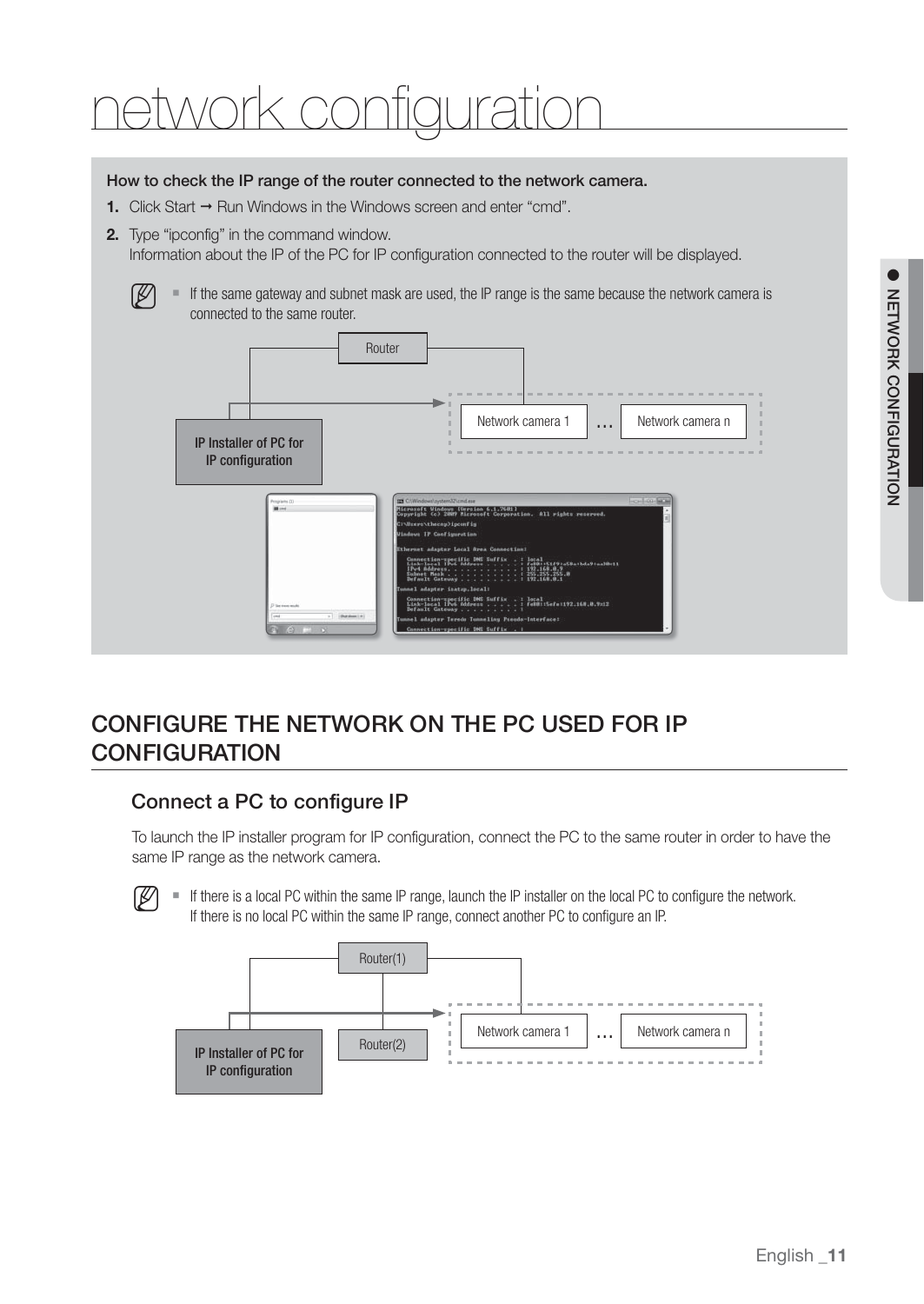# network configuration

**How to check the IP range of the router connected to the network camera.**

1. Click Start → Run Windows in the Windows screen and enter “cmd”.
2. Type “ipconfig” in the command window.
   Information about the IP of the PC for IP configuration connected to the router will be displayed.

- If the same gateway and subnet mask are used, the IP range is the same because the network camera is connected to the same router.

Router

IP Installer of PC for IP configuration

Network camera 1 … Network camera n

## CONFIGURE THE NETWORK ON THE PC USED FOR IP CONFIGURATION

### Connect a PC to configure IP

To launch the IP installer program for IP configuration, connect the PC to the same router in order to have the same IP range as the network camera.

- If there is a local PC within the same IP range, launch the IP installer on the local PC to configure the network.
  If there is no local PC within the same IP range, connect another PC to configure an IP.

Router(1)

Router(2)

IP Installer of PC for IP configuration

Network camera 1 … Network camera n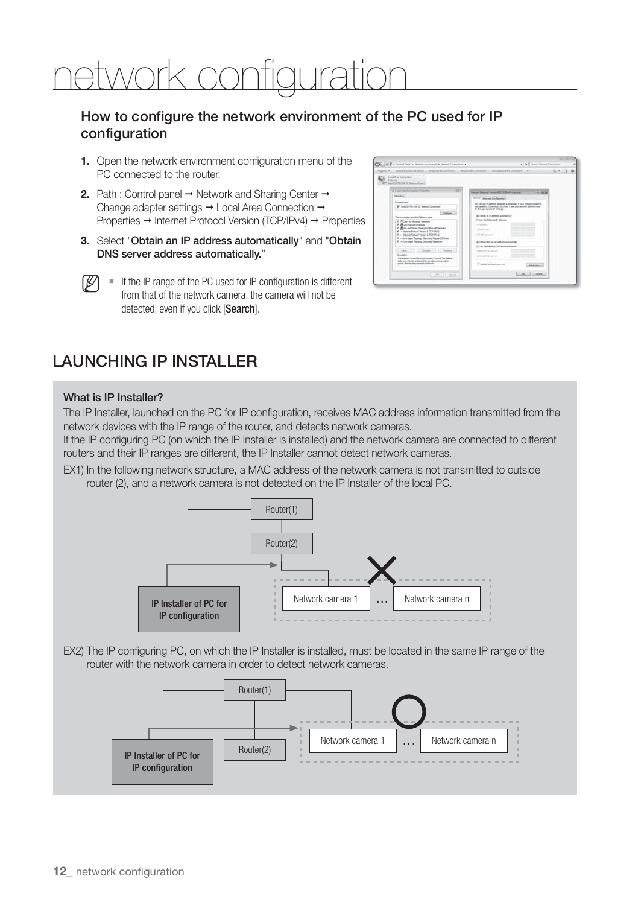# network configuration

### How to configure the network environment of the PC used for IP configuration

1. Open the network environment configuration menu of the PC connected to the router.
2. Path : Control panel → Network and Sharing Center → Change adapter settings → Local Area Connection → Properties → Internet Protocol Version (TCP/IPv4) → Properties
3. Select "**Obtain an IP address automatically**" and "**Obtain DNS server address automatically.**"

- If the IP range of the PC used for IP configuration is different from that of the network camera, the camera will not be detected, even if you click [**Search**].

## LAUNCHING IP INSTALLER

**What is IP Installer?**

The IP Installer, launched on the PC for IP configuration, receives MAC address information transmitted from the network devices with the IP range of the router, and detects network cameras.

If the IP configuring PC (on which the IP Installer is installed) and the network camera are connected to different routers and their IP ranges are different, the IP Installer cannot detect network cameras.

EX1) In the following network structure, a MAC address of the network camera is not transmitted to outside router (2), and a network camera is not detected on the IP Installer of the local PC.

Router(1)
Router(2)
IP Installer of PC for IP configuration
Network camera 1 ... Network camera n

EX2) The IP configuring PC, on which the IP Installer is installed, must be located in the same IP range of the router with the network camera in order to detect network cameras.

Router(1)
Router(2)
IP Installer of PC for IP configuration
Network camera 1 ... Network camera n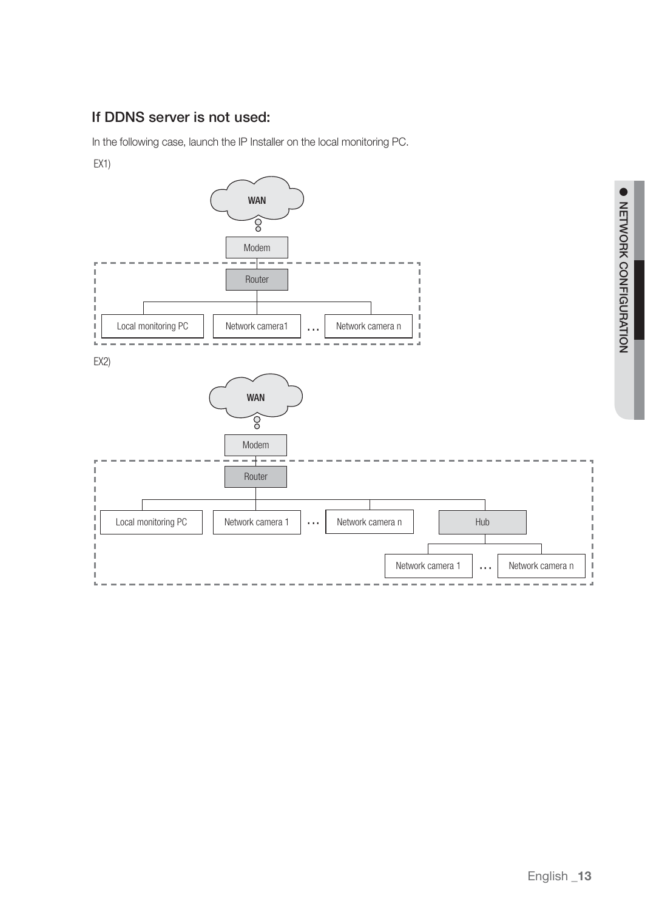## If DDNS server is not used:

In the following case, launch the IP Installer on the local monitoring PC.

EX1)

WAN

Modem

Router

Local monitoring PC

Network camera1

…

Network camera n

EX2)

WAN

Modem

Router

Local monitoring PC

Network camera 1

…

Network camera n

Hub

Network camera 1

…

Network camera n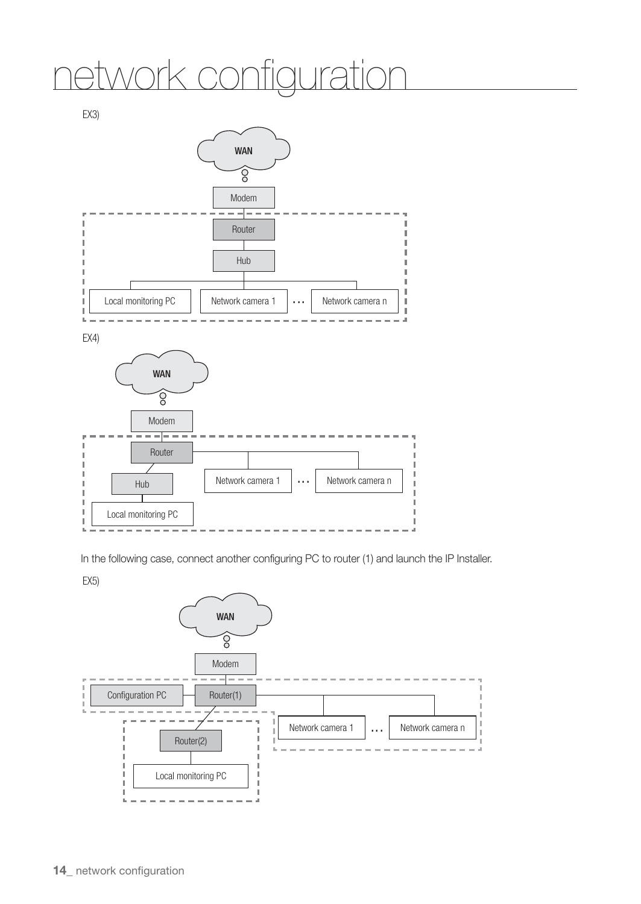# network configuration

EX3)

WAN

Modem

Router

Hub

Local monitoring PC | Network camera 1 | … | Network camera n

EX4)

WAN

Modem

Router

Hub

Local monitoring PC

Network camera 1 | … | Network camera n

In the following case, connect another configuring PC to router (1) and launch the IP Installer.

EX5)

WAN

Modem

Configuration PC | Router(1)

Router(2)

Local monitoring PC

Network camera 1 | … | Network camera n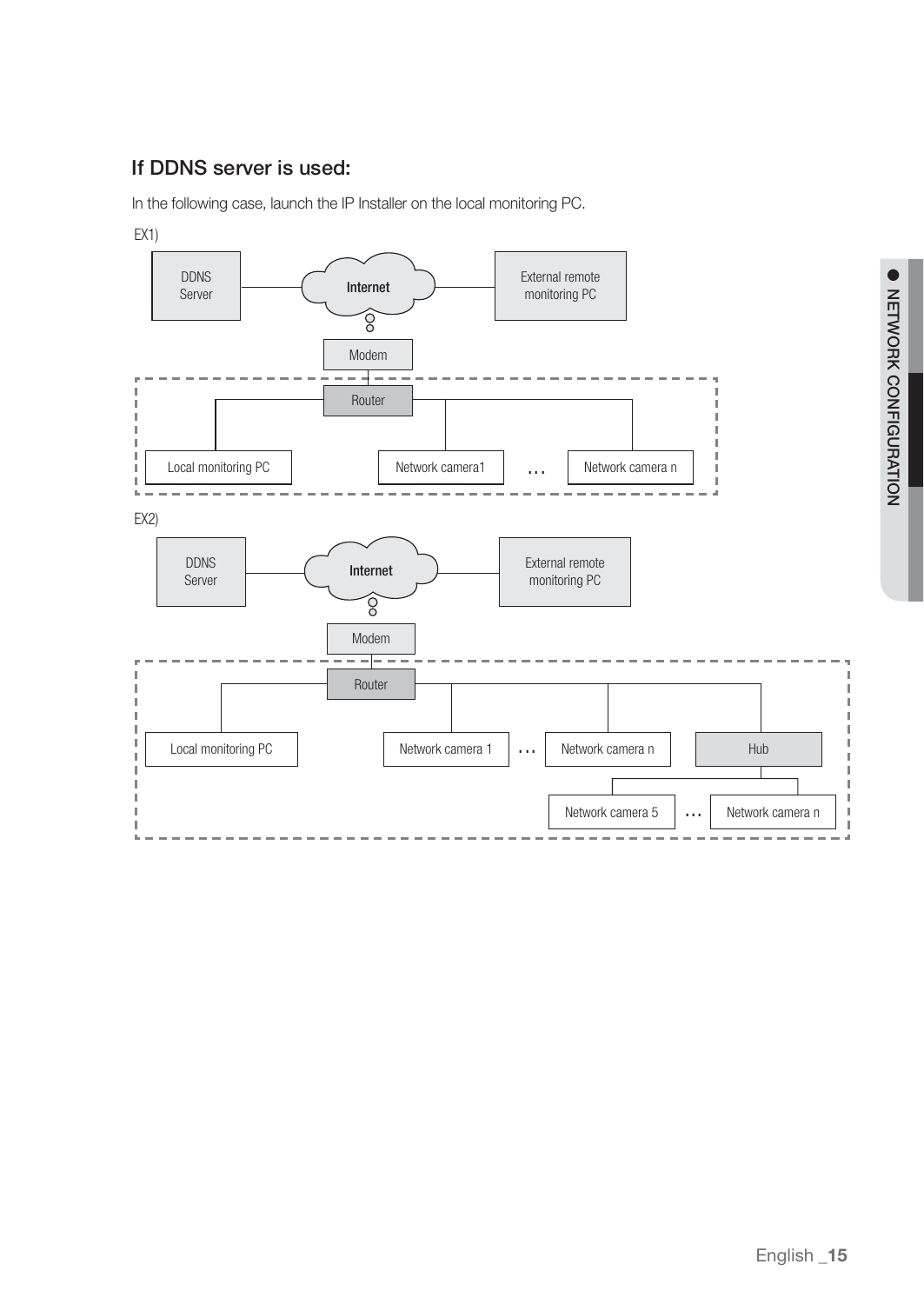### If DDNS server is used:

In the following case, launch the IP Installer on the local monitoring PC.

EX1)

DDNS Server | Internet | External remote monitoring PC | Modem | Router | Local monitoring PC | Network camera1 | … | Network camera n

EX2)

DDNS Server | Internet | External remote monitoring PC | Modem | Router | Local monitoring PC | Network camera 1 | … | Network camera n | Hub | Network camera 5 | … | Network camera n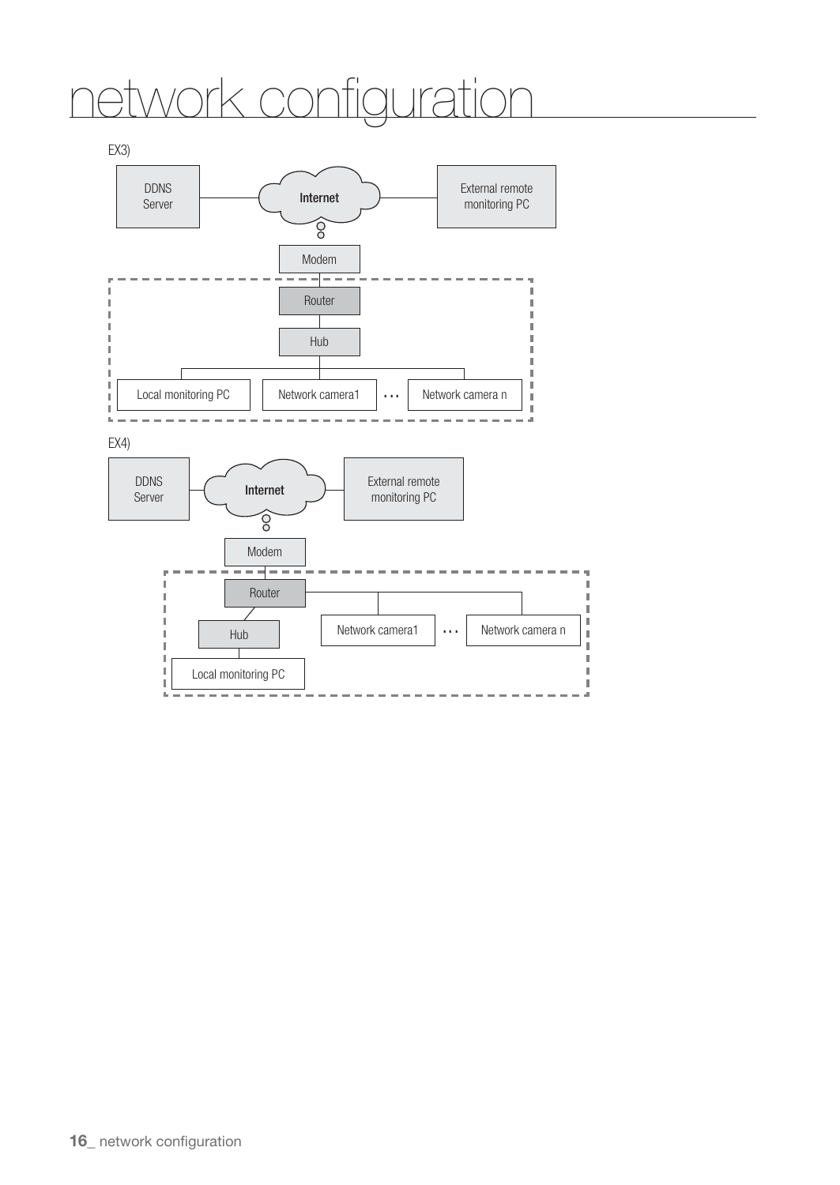# network configuration

EX3)

DDNS Server

Internet

External remote monitoring PC

Modem

Router

Hub

Local monitoring PC

Network camera1

…

Network camera n

EX4)

DDNS Server

Internet

External remote monitoring PC

Modem

Router

Hub

Network camera1

…

Network camera n

Local monitoring PC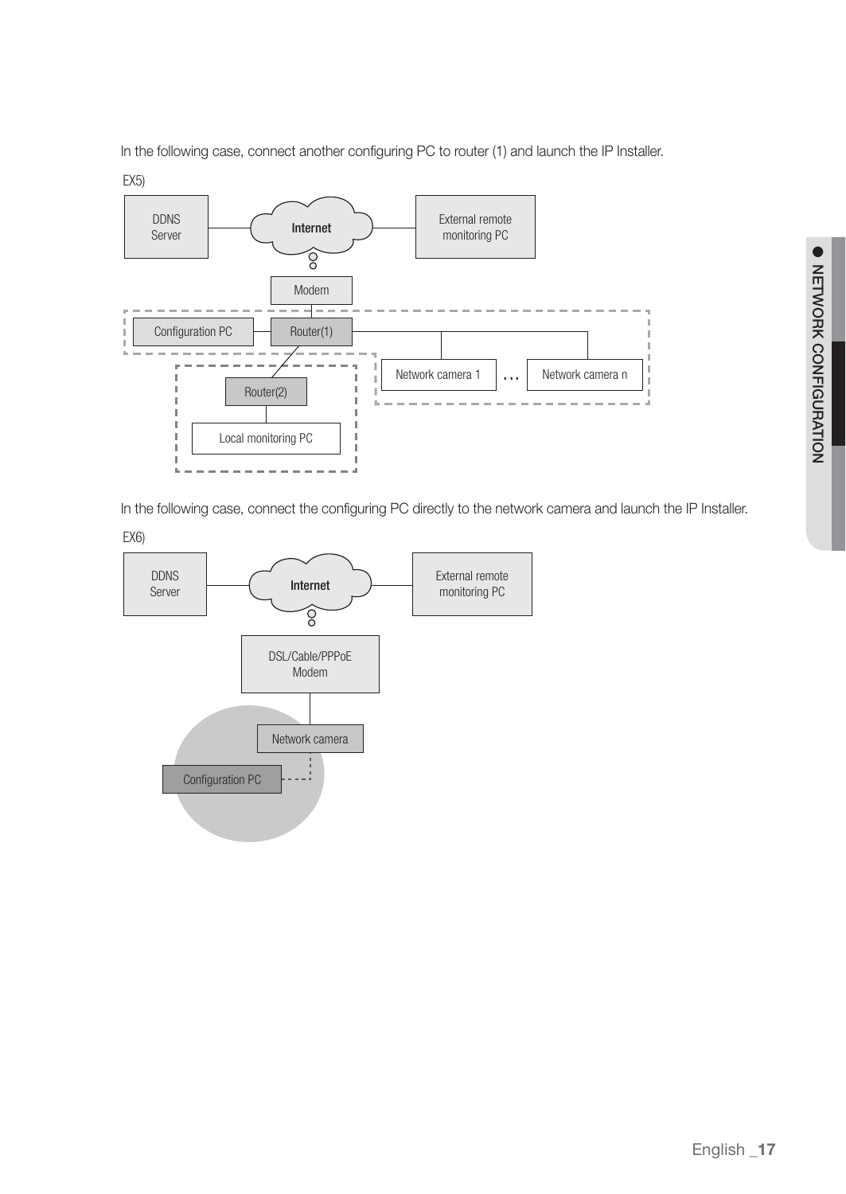In the following case, connect another configuring PC to router (1) and launch the IP Installer.

EX5)

DDNS Server | Internet | External remote monitoring PC | Modem | Configuration PC | Router(1) | Router(2) | Local monitoring PC | Network camera 1 | … | Network camera n

In the following case, connect the configuring PC directly to the network camera and launch the IP Installer.

EX6)

DDNS Server | Internet | External remote monitoring PC | DSL/Cable/PPPoE Modem | Network camera | Configuration PC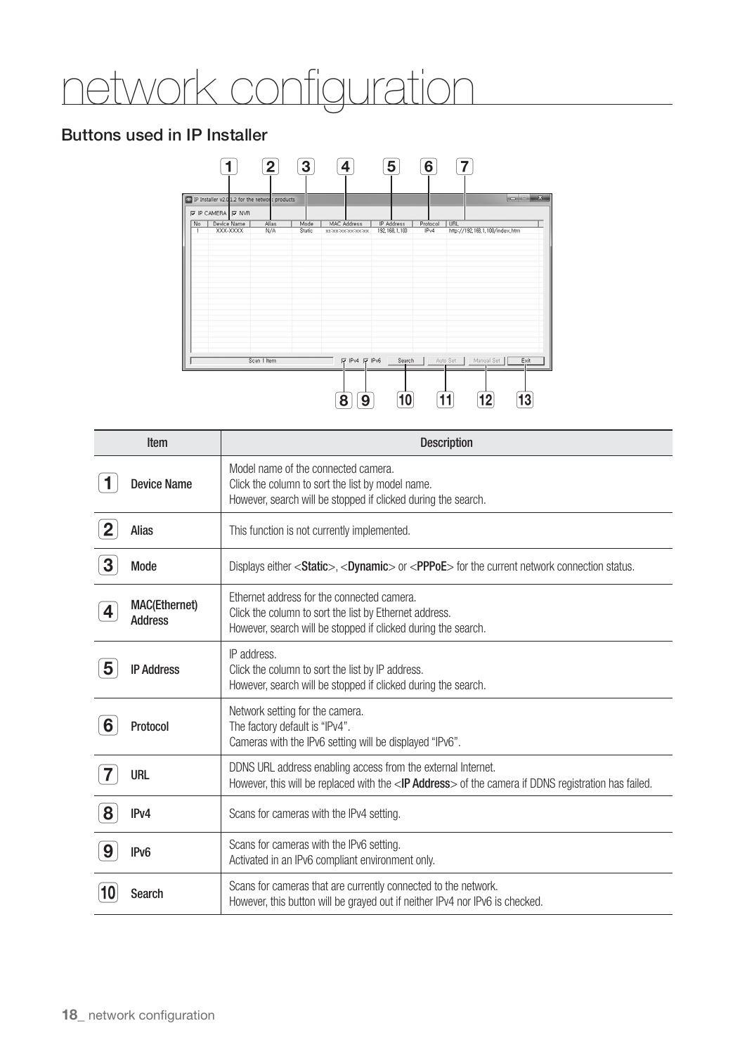# network configuration

## Buttons used in IP Installer

| Item | | Description |
|---|---|---|
| 1 | Device Name | Model name of the connected camera.<br>Click the column to sort the list by model name.<br>However, search will be stopped if clicked during the search. |
| 2 | Alias | This function is not currently implemented. |
| 3 | Mode | Displays either <**Static**>, <**Dynamic**> or <**PPPoE**> for the current network connection status. |
| 4 | MAC(Ethernet) Address | Ethernet address for the connected camera.<br>Click the column to sort the list by Ethernet address.<br>However, search will be stopped if clicked during the search. |
| 5 | IP Address | IP address.<br>Click the column to sort the list by IP address.<br>However, search will be stopped if clicked during the search. |
| 6 | Protocol | Network setting for the camera.<br>The factory default is "IPv4".<br>Cameras with the IPv6 setting will be displayed "IPv6". |
| 7 | URL | DDNS URL address enabling access from the external Internet.<br>However, this will be replaced with the <**IP Address**> of the camera if DDNS registration has failed. |
| 8 | IPv4 | Scans for cameras with the IPv4 setting. |
| 9 | IPv6 | Scans for cameras with the IPv6 setting.<br>Activated in an IPv6 compliant environment only. |
| 10 | Search | Scans for cameras that are currently connected to the network.<br>However, this button will be grayed out if neither IPv4 nor IPv6 is checked. |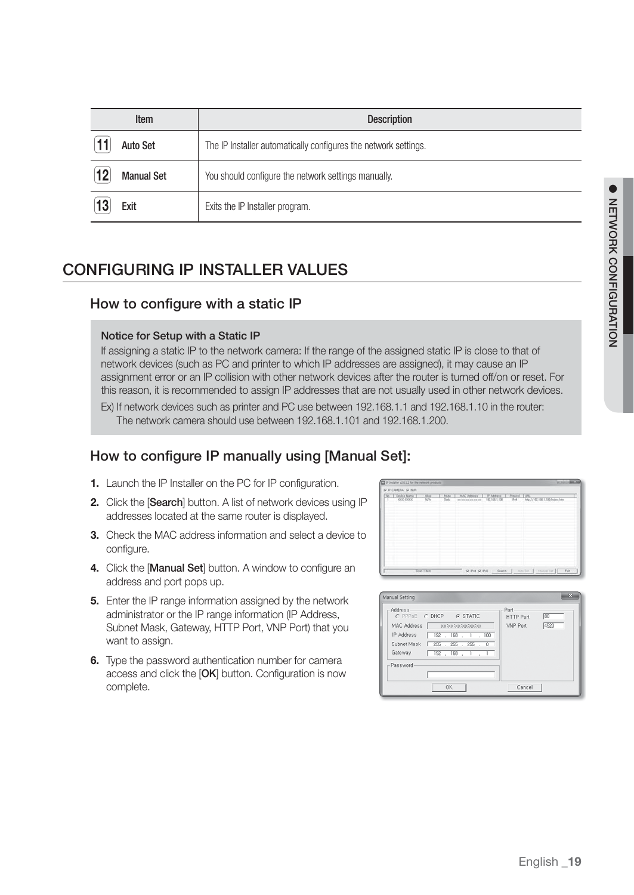| Item | | Description |
|---|---|---|
| 11 | Auto Set | The IP Installer automatically configures the network settings. |
| 12 | Manual Set | You should configure the network settings manually. |
| 13 | Exit | Exits the IP Installer program. |

# CONFIGURING IP INSTALLER VALUES

## How to configure with a static IP

**Notice for Setup with a Static IP**

If assigning a static IP to the network camera: If the range of the assigned static IP is close to that of network devices (such as PC and printer to which IP addresses are assigned), it may cause an IP assignment error or an IP collision with other network devices after the router is turned off/on or reset. For this reason, it is recommended to assign IP addresses that are not usually used in other network devices.

Ex) If network devices such as printer and PC use between 192.168.1.1 and 192.168.1.10 in the router:
The network camera should use between 192.168.1.101 and 192.168.1.200.

## How to configure IP manually using [Manual Set]:

1. Launch the IP Installer on the PC for IP configuration.
2. Click the [**Search**] button. A list of network devices using IP addresses located at the same router is displayed.
3. Check the MAC address information and select a device to configure.
4. Click the [**Manual Set**] button. A window to configure an address and port pops up.
5. Enter the IP range information assigned by the network administrator or the IP range information (IP Address, Subnet Mask, Gateway, HTTP Port, VNP Port) that you want to assign.
6. Type the password authentication number for camera access and click the [**OK**] button. Configuration is now complete.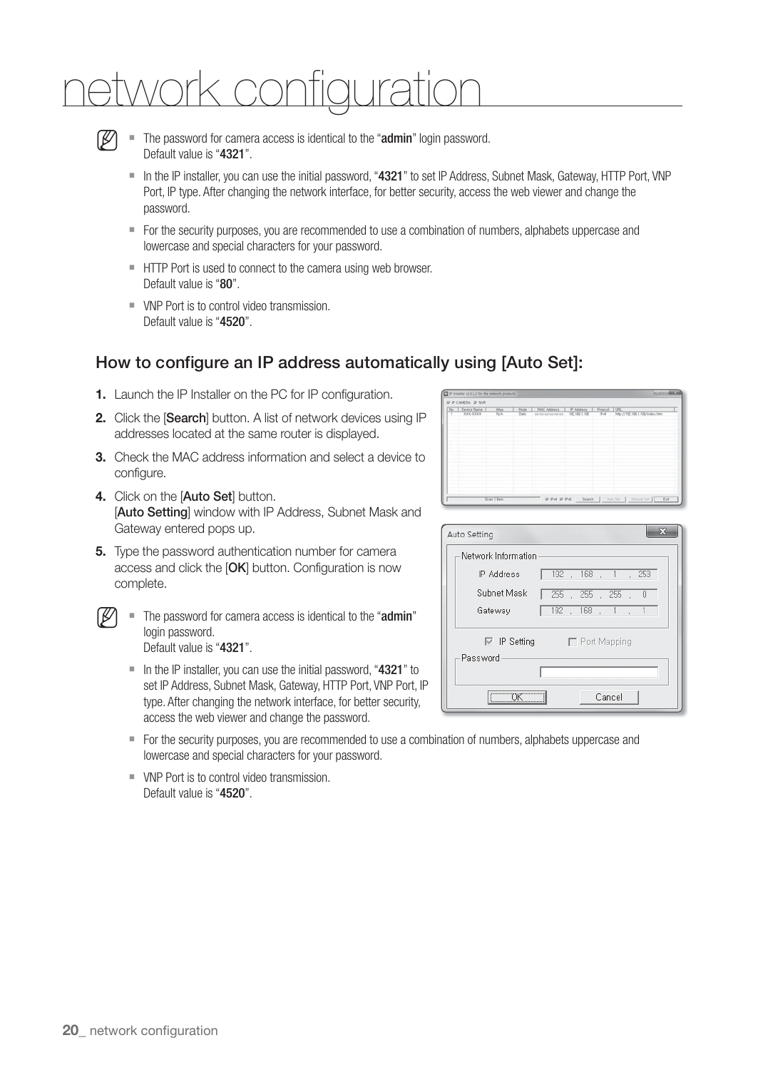# network configuration

- The password for camera access is identical to the "**admin**" login password.
  Default value is "**4321**".
- In the IP installer, you can use the initial password, "**4321**" to set IP Address, Subnet Mask, Gateway, HTTP Port, VNP Port, IP type. After changing the network interface, for better security, access the web viewer and change the password.
- For the security purposes, you are recommended to use a combination of numbers, alphabets uppercase and lowercase and special characters for your password.
- HTTP Port is used to connect to the camera using web browser.
  Default value is "**80**".
- VNP Port is to control video transmission.
  Default value is "**4520**".

## How to configure an IP address automatically using [Auto Set]:

1. Launch the IP Installer on the PC for IP configuration.
2. Click the [**Search**] button. A list of network devices using IP addresses located at the same router is displayed.
3. Check the MAC address information and select a device to configure.
4. Click on the [**Auto Set**] button.
   [**Auto Setting**] window with IP Address, Subnet Mask and Gateway entered pops up.
5. Type the password authentication number for camera access and click the [**OK**] button. Configuration is now complete.

- The password for camera access is identical to the "**admin**" login password.
  Default value is "**4321**".
- In the IP installer, you can use the initial password, "**4321**" to set IP Address, Subnet Mask, Gateway, HTTP Port, VNP Port, IP type. After changing the network interface, for better security, access the web viewer and change the password.
- For the security purposes, you are recommended to use a combination of numbers, alphabets uppercase and lowercase and special characters for your password.
- VNP Port is to control video transmission.
  Default value is "**4520**".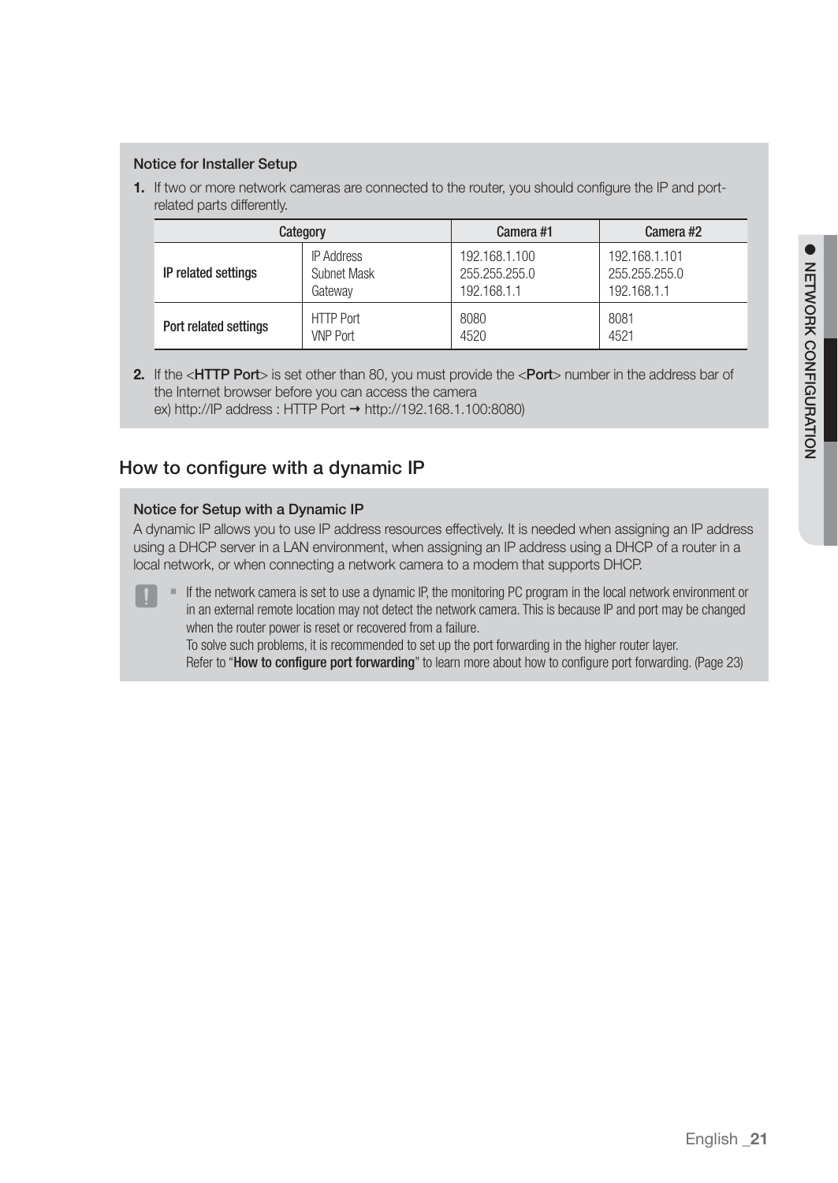**Notice for Installer Setup**

1. If two or more network cameras are connected to the router, you should configure the IP and port-related parts differently.

| Category | | Camera #1 | Camera #2 |
|---|---|---|---|
| IP related settings | IP Address<br>Subnet Mask<br>Gateway | 192.168.1.100<br>255.255.255.0<br>192.168.1.1 | 192.168.1.101<br>255.255.255.0<br>192.168.1.1 |
| Port related settings | HTTP Port<br>VNP Port | 8080<br>4520 | 8081<br>4521 |

2. If the <**HTTP Port**> is set other than 80, you must provide the <**Port**> number in the address bar of the Internet browser before you can access the camera
ex) http://IP address : HTTP Port → http://192.168.1.100:8080)

## How to configure with a dynamic IP

**Notice for Setup with a Dynamic IP**

A dynamic IP allows you to use IP address resources effectively. It is needed when assigning an IP address using a DHCP server in a LAN environment, when assigning an IP address using a DHCP of a router in a local network, or when connecting a network camera to a modem that supports DHCP.

- If the network camera is set to use a dynamic IP, the monitoring PC program in the local network environment or in an external remote location may not detect the network camera. This is because IP and port may be changed when the router power is reset or recovered from a failure.
  To solve such problems, it is recommended to set up the port forwarding in the higher router layer.
  Refer to "**How to configure port forwarding**" to learn more about how to configure port forwarding. (Page 23)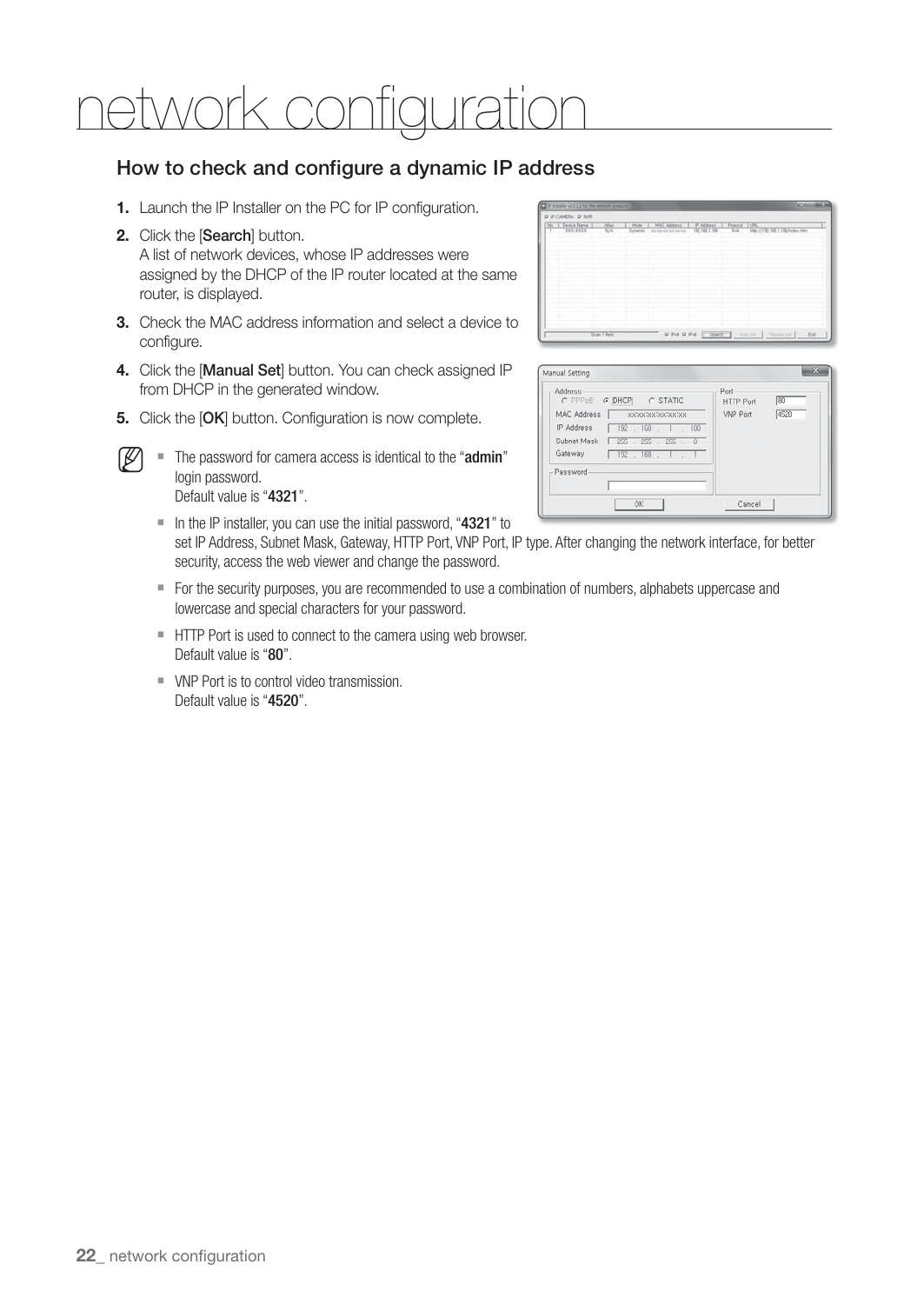# network configuration

## How to check and configure a dynamic IP address

1. Launch the IP Installer on the PC for IP configuration.
2. Click the [**Search**] button.
   A list of network devices, whose IP addresses were assigned by the DHCP of the IP router located at the same router, is displayed.
3. Check the MAC address information and select a device to configure.
4. Click the [**Manual Set**] button. You can check assigned IP from DHCP in the generated window.
5. Click the [**OK**] button. Configuration is now complete.

- The password for camera access is identical to the "**admin**" login password.
  Default value is "**4321**".
- In the IP installer, you can use the initial password, "**4321**" to set IP Address, Subnet Mask, Gateway, HTTP Port, VNP Port, IP type. After changing the network interface, for better security, access the web viewer and change the password.
- For the security purposes, you are recommended to use a combination of numbers, alphabets uppercase and lowercase and special characters for your password.
- HTTP Port is used to connect to the camera using web browser.
  Default value is "**80**".
- VNP Port is to control video transmission.
  Default value is "**4520**".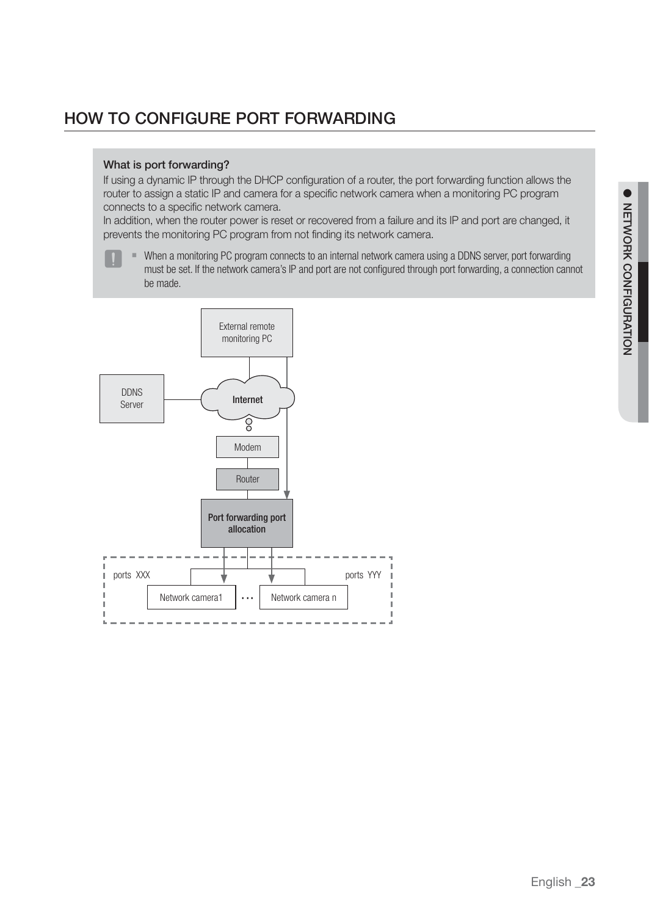# HOW TO CONFIGURE PORT FORWARDING

**What is port forwarding?**

If using a dynamic IP through the DHCP configuration of a router, the port forwarding function allows the router to assign a static IP and camera for a specific network camera when a monitoring PC program connects to a specific network camera.

In addition, when the router power is reset or recovered from a failure and its IP and port are changed, it prevents the monitoring PC program from not finding its network camera.

- When a monitoring PC program connects to an internal network camera using a DDNS server, port forwarding must be set. If the network camera's IP and port are not configured through port forwarding, a connection cannot be made.

External remote monitoring PC

DDNS Server

Internet

Modem

Router

**Port forwarding port allocation**

ports XXX

ports YYY

Network camera1 … Network camera n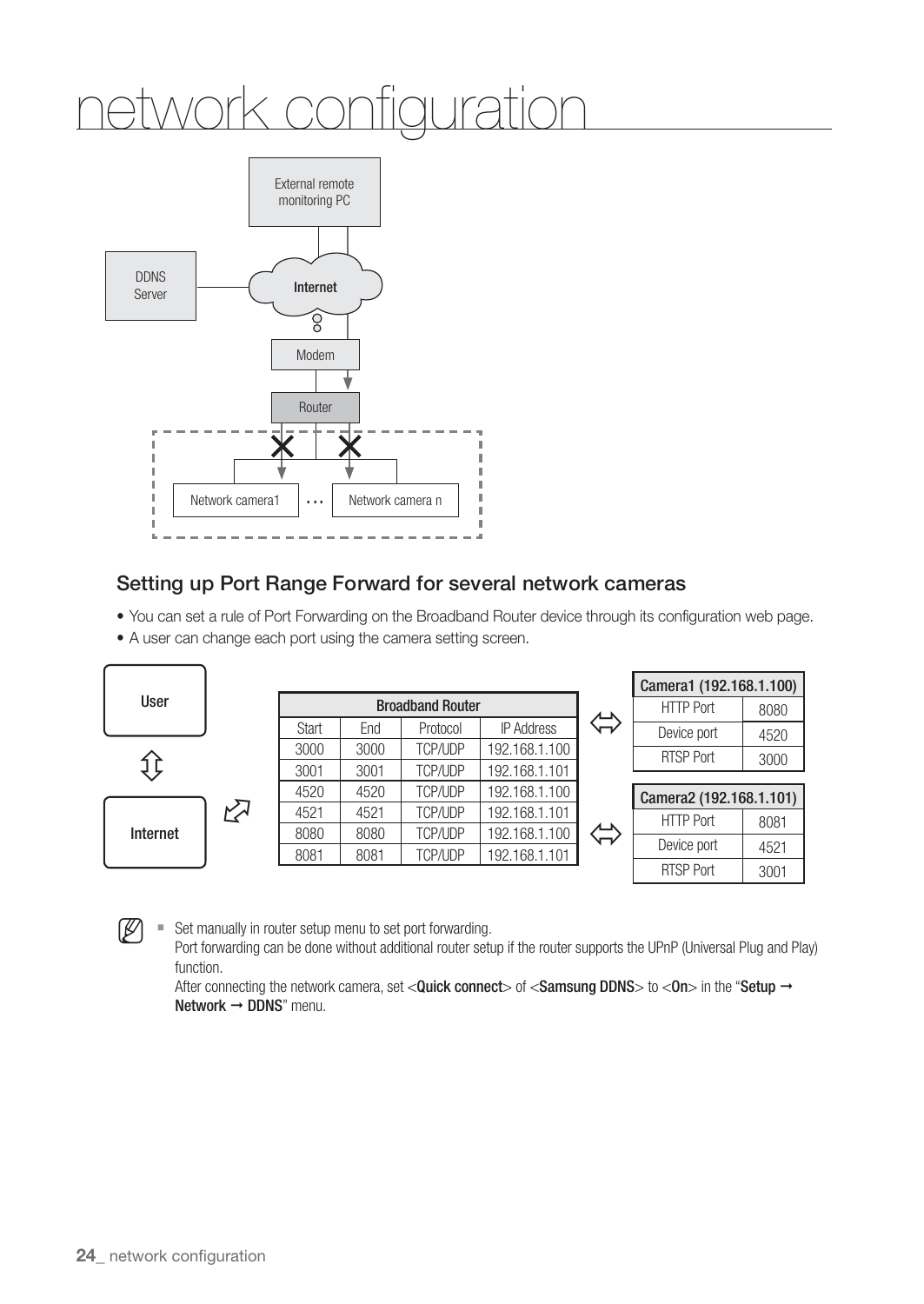# network configuration

External remote monitoring PC

DDNS Server

Internet

Modem

Router

Network camera1 … Network camera n

## Setting up Port Range Forward for several network cameras

- You can set a rule of Port Forwarding on the Broadband Router device through its configuration web page.
- A user can change each port using the camera setting screen.

User ⇕ Internet

| Broadband Router | | | |
|---|---|---|---|
| Start | End | Protocol | IP Address |
| 3000 | 3000 | TCP/UDP | 192.168.1.100 |
| 3001 | 3001 | TCP/UDP | 192.168.1.101 |
| 4520 | 4520 | TCP/UDP | 192.168.1.100 |
| 4521 | 4521 | TCP/UDP | 192.168.1.101 |
| 8080 | 8080 | TCP/UDP | 192.168.1.100 |
| 8081 | 8081 | TCP/UDP | 192.168.1.101 |

| Camera1 (192.168.1.100) | |
|---|---|
| HTTP Port | 8080 |
| Device port | 4520 |
| RTSP Port | 3000 |

| Camera2 (192.168.1.101) | |
|---|---|
| HTTP Port | 8081 |
| Device port | 4521 |
| RTSP Port | 3001 |

- Set manually in router setup menu to set port forwarding.
  Port forwarding can be done without additional router setup if the router supports the UPnP (Universal Plug and Play) function.
  After connecting the network camera, set <**Quick connect**> of <**Samsung DDNS**> to <**On**> in the "**Setup → Network → DDNS**" menu.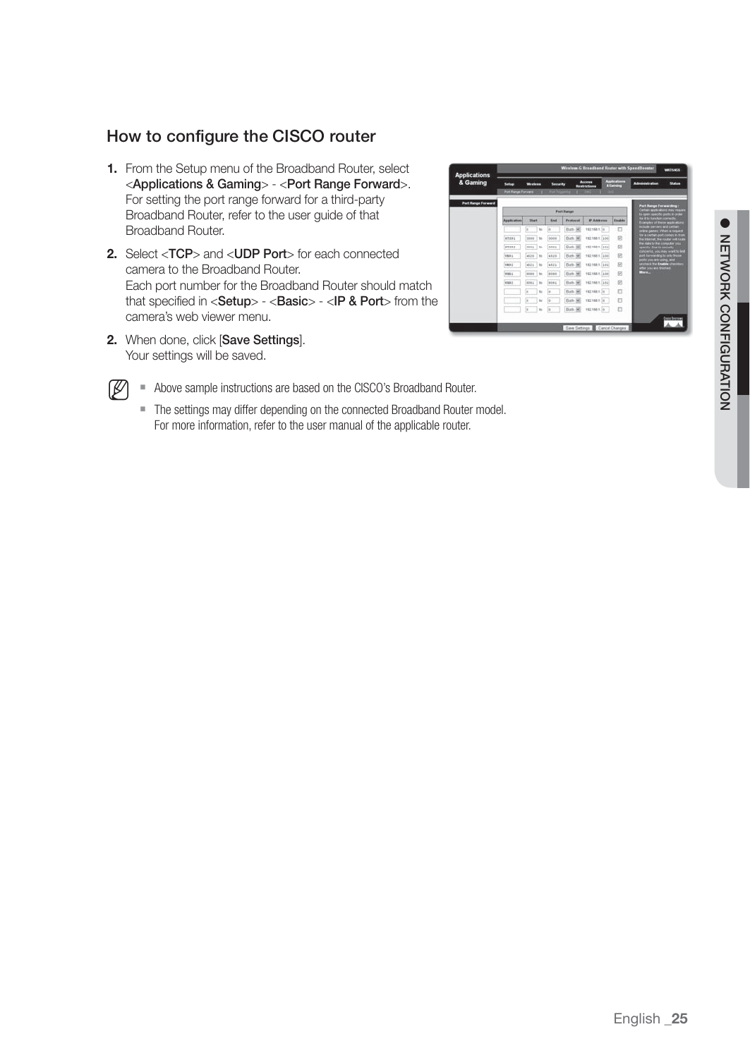## How to configure the CISCO router

1. From the Setup menu of the Broadband Router, select <**Applications & Gaming**> - <**Port Range Forward**>.
   For setting the port range forward for a third-party Broadband Router, refer to the user guide of that Broadband Router.
2. Select <**TCP**> and <**UDP Port**> for each connected camera to the Broadband Router.
   Each port number for the Broadband Router should match that specified in <**Setup**> - <**Basic**> - <**IP & Port**> from the camera's web viewer menu.
2. When done, click [**Save Settings**].
   Your settings will be saved.

- Above sample instructions are based on the CISCO's Broadband Router.
- The settings may differ depending on the connected Broadband Router model.
  For more information, refer to the user manual of the applicable router.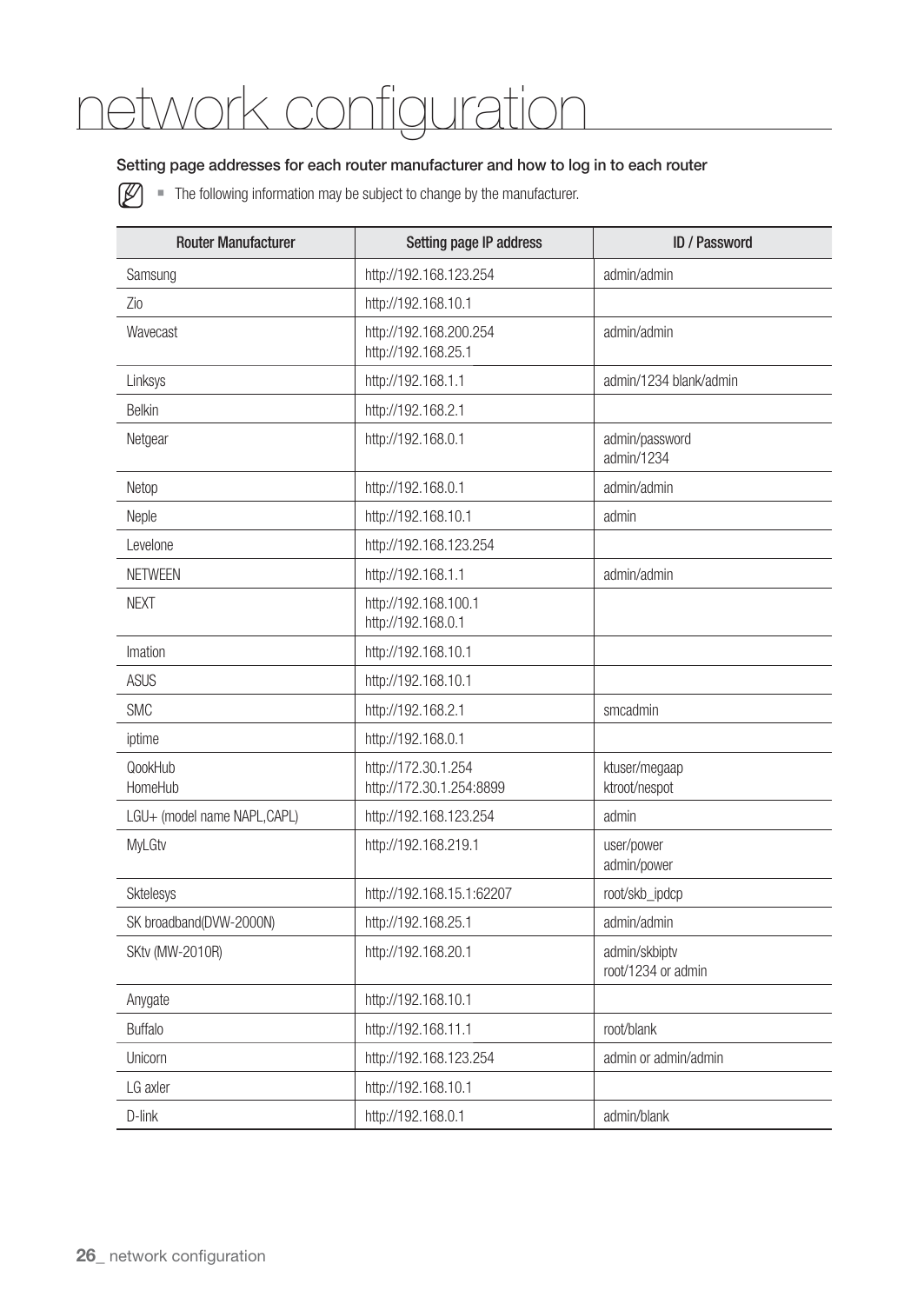# network configuration

### Setting page addresses for each router manufacturer and how to log in to each router

- The following information may be subject to change by the manufacturer.

| Router Manufacturer | Setting page IP address | ID / Password |
|---|---|---|
| Samsung | http://192.168.123.254 | admin/admin |
| Zio | http://192.168.10.1 | |
| Wavecast | http://192.168.200.254<br>http://192.168.25.1 | admin/admin |
| Linksys | http://192.168.1.1 | admin/1234 blank/admin |
| Belkin | http://192.168.2.1 | |
| Netgear | http://192.168.0.1 | admin/password<br>admin/1234 |
| Netop | http://192.168.0.1 | admin/admin |
| Neple | http://192.168.10.1 | admin |
| Levelone | http://192.168.123.254 | |
| NETWEEN | http://192.168.1.1 | admin/admin |
| NEXT | http://192.168.100.1<br>http://192.168.0.1 | |
| Imation | http://192.168.10.1 | |
| ASUS | http://192.168.10.1 | |
| SMC | http://192.168.2.1 | smcadmin |
| iptime | http://192.168.0.1 | |
| QookHub<br>HomeHub | http://172.30.1.254<br>http://172.30.1.254:8899 | ktuser/megaap<br>ktroot/nespot |
| LGU+ (model name NAPL,CAPL) | http://192.168.123.254 | admin |
| MyLGtv | http://192.168.219.1 | user/power<br>admin/power |
| Sktelesys | http://192.168.15.1:62207 | root/skb_ipdcp |
| SK broadband(DVW-2000N) | http://192.168.25.1 | admin/admin |
| SKtv (MW-2010R) | http://192.168.20.1 | admin/skbiptv<br>root/1234 or admin |
| Anygate | http://192.168.10.1 | |
| Buffalo | http://192.168.11.1 | root/blank |
| Unicorn | http://192.168.123.254 | admin or admin/admin |
| LG axler | http://192.168.10.1 | |
| D-link | http://192.168.0.1 | admin/blank |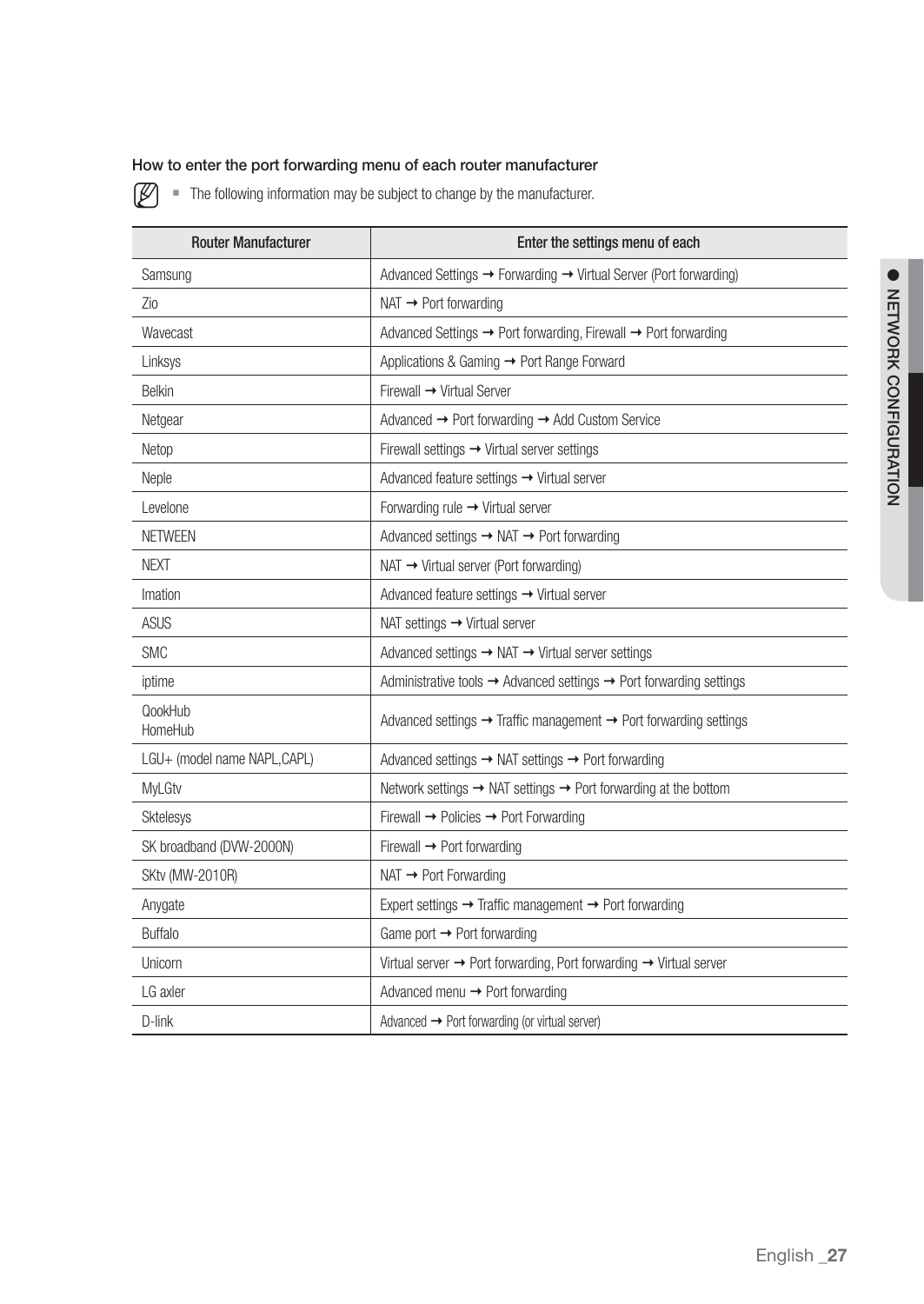### How to enter the port forwarding menu of each router manufacturer

- The following information may be subject to change by the manufacturer.

| Router Manufacturer | Enter the settings menu of each |
|---|---|
| Samsung | Advanced Settings ➞ Forwarding ➞ Virtual Server (Port forwarding) |
| Zio | NAT ➞ Port forwarding |
| Wavecast | Advanced Settings ➞ Port forwarding, Firewall ➞ Port forwarding |
| Linksys | Applications & Gaming ➞ Port Range Forward |
| Belkin | Firewall ➞ Virtual Server |
| Netgear | Advanced ➞ Port forwarding ➞ Add Custom Service |
| Netop | Firewall settings ➞ Virtual server settings |
| Neple | Advanced feature settings ➞ Virtual server |
| Levelone | Forwarding rule ➞ Virtual server |
| NETWEEN | Advanced settings ➞ NAT ➞ Port forwarding |
| NEXT | NAT ➞ Virtual server (Port forwarding) |
| Imation | Advanced feature settings ➞ Virtual server |
| ASUS | NAT settings ➞ Virtual server |
| SMC | Advanced settings ➞ NAT ➞ Virtual server settings |
| iptime | Administrative tools ➞ Advanced settings ➞ Port forwarding settings |
| QookHub<br>HomeHub | Advanced settings ➞ Traffic management ➞ Port forwarding settings |
| LGU+ (model name NAPL,CAPL) | Advanced settings ➞ NAT settings ➞ Port forwarding |
| MyLGtv | Network settings ➞ NAT settings ➞ Port forwarding at the bottom |
| Sktelesys | Firewall ➞ Policies ➞ Port Forwarding |
| SK broadband (DVW-2000N) | Firewall ➞ Port forwarding |
| SKtv (MW-2010R) | NAT ➞ Port Forwarding |
| Anygate | Expert settings ➞ Traffic management ➞ Port forwarding |
| Buffalo | Game port ➞ Port forwarding |
| Unicorn | Virtual server ➞ Port forwarding, Port forwarding ➞ Virtual server |
| LG axler | Advanced menu ➞ Port forwarding |
| D-link | Advanced ➞ Port forwarding (or virtual server) |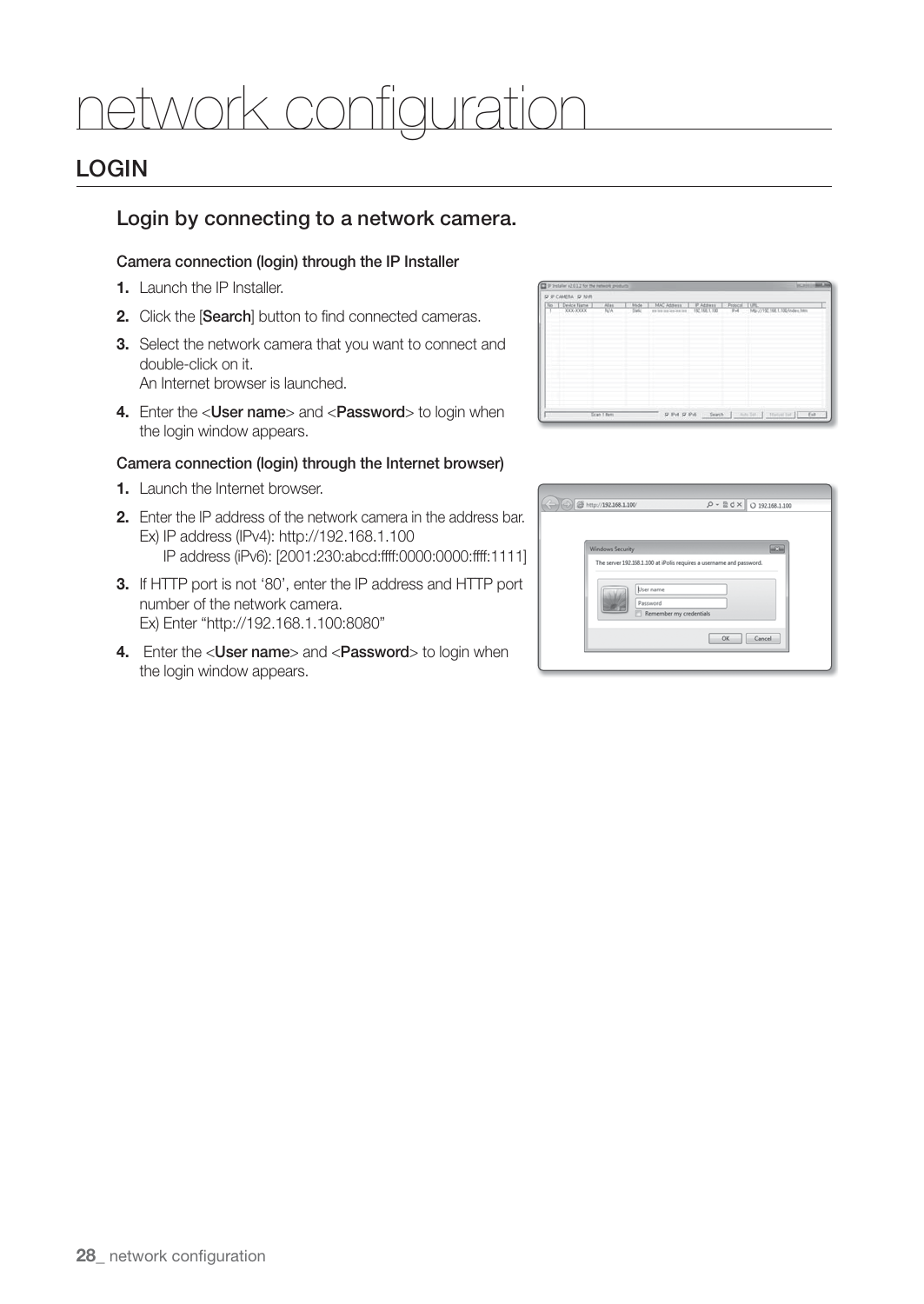# network configuration

## LOGIN

### Login by connecting to a network camera.

**Camera connection (login) through the IP Installer**

1. Launch the IP Installer.
2. Click the [**Search**] button to find connected cameras.
3. Select the network camera that you want to connect and double-click on it.
   An Internet browser is launched.
4. Enter the <**User name**> and <**Password**> to login when the login window appears.

**Camera connection (login) through the Internet browser)**

1. Launch the Internet browser.
2. Enter the IP address of the network camera in the address bar.
   Ex) IP address (IPv4): http://192.168.1.100
   IP address (iPv6): [2001:230:abcd:ffff:0000:0000:ffff:1111]
3. If HTTP port is not '80', enter the IP address and HTTP port number of the network camera.
   Ex) Enter "http://192.168.1.100:8080"
4. Enter the <**User name**> and <**Password**> to login when the login window appears.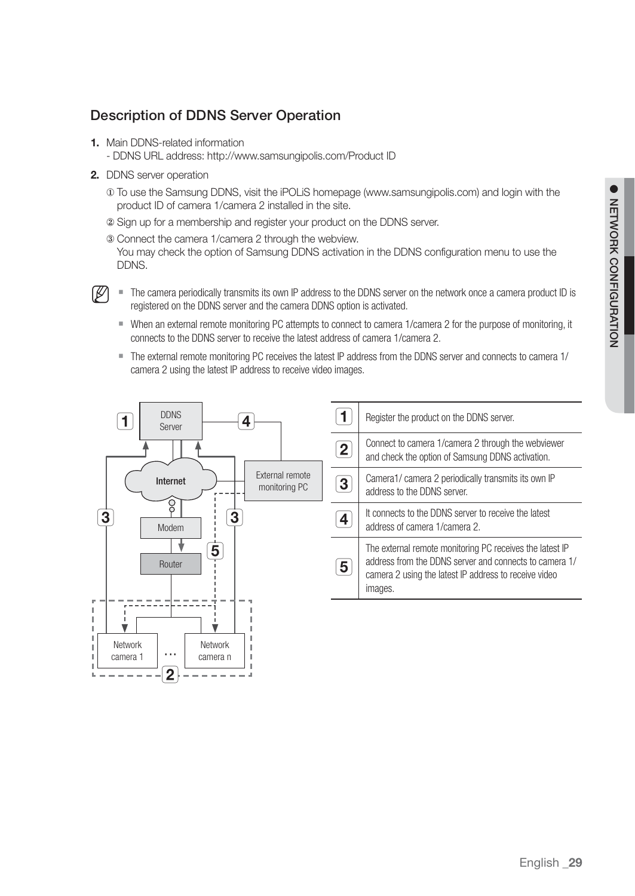## Description of DDNS Server Operation

1. Main DDNS-related information
   - DDNS URL address: http://www.samsungipolis.com/Product ID

2. DDNS server operation

   ① To use the Samsung DDNS, visit the iPOLiS homepage (www.samsungipolis.com) and login with the product ID of camera 1/camera 2 installed in the site.

   ② Sign up for a membership and register your product on the DDNS server.

   ③ Connect the camera 1/camera 2 through the webview.
   You may check the option of Samsung DDNS activation in the DDNS configuration menu to use the DDNS.

- The camera periodically transmits its own IP address to the DDNS server on the network once a camera product ID is registered on the DDNS server and the camera DDNS option is activated.
- When an external remote monitoring PC attempts to connect to camera 1/camera 2 for the purpose of monitoring, it connects to the DDNS server to receive the latest address of camera 1/camera 2.
- The external remote monitoring PC receives the latest IP address from the DDNS server and connects to camera 1/camera 2 using the latest IP address to receive video images.

| | |
|---|---|
| 1 | Register the product on the DDNS server. |
| 2 | Connect to camera 1/camera 2 through the webviewer and check the option of Samsung DDNS activation. |
| 3 | Camera1/ camera 2 periodically transmits its own IP address to the DDNS server. |
| 4 | It connects to the DDNS server to receive the latest address of camera 1/camera 2. |
| 5 | The external remote monitoring PC receives the latest IP address from the DDNS server and connects to camera 1/camera 2 using the latest IP address to receive video images. |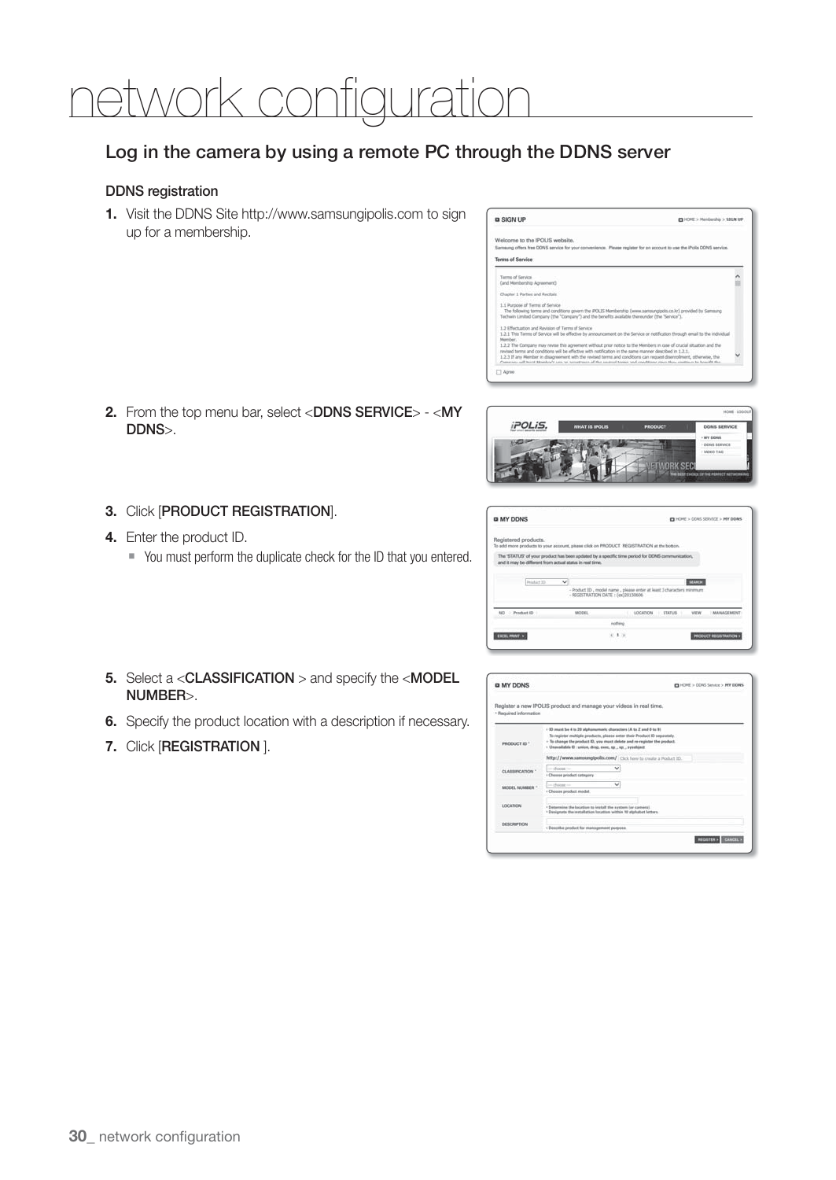# network configuration

## Log in the camera by using a remote PC through the DDNS server

### DDNS registration

1. Visit the DDNS Site http://www.samsungipolis.com to sign up for a membership.
2. From the top menu bar, select <DDNS SERVICE> - <MY DDNS>.
3. Click [PRODUCT REGISTRATION].
4. Enter the product ID.
   - You must perform the duplicate check for the ID that you entered.
5. Select a <CLASSIFICATION > and specify the <MODEL NUMBER>.
6. Specify the product location with a description if necessary.
7. Click [REGISTRATION ].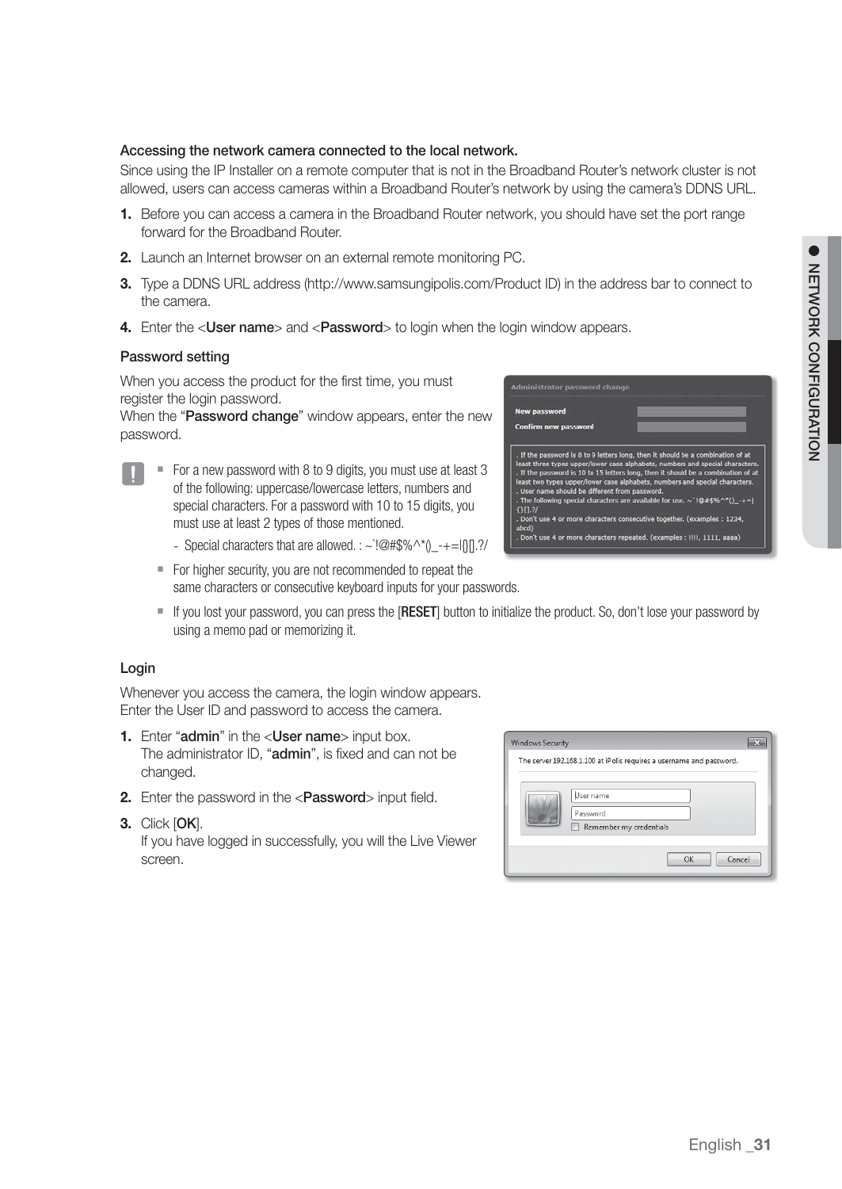### Accessing the network camera connected to the local network.

Since using the IP Installer on a remote computer that is not in the Broadband Router's network cluster is not allowed, users can access cameras within a Broadband Router's network by using the camera's DDNS URL.

1. Before you can access a camera in the Broadband Router network, you should have set the port range forward for the Broadband Router.
2. Launch an Internet browser on an external remote monitoring PC.
3. Type a DDNS URL address (http://www.samsungipolis.com/Product ID) in the address bar to connect to the camera.
4. Enter the <**User name**> and <**Password**> to login when the login window appears.

### Password setting

When you access the product for the first time, you must register the login password.
When the "**Password change**" window appears, enter the new password.

- For a new password with 8 to 9 digits, you must use at least 3 of the following: uppercase/lowercase letters, numbers and special characters. For a password with 10 to 15 digits, you must use at least 2 types of those mentioned.
  - Special characters that are allowed. : ~`!@#$%^*()_-+=|{}[].?/
- For higher security, you are not recommended to repeat the same characters or consecutive keyboard inputs for your passwords.
- If you lost your password, you can press the [**RESET**] button to initialize the product. So, don't lose your password by using a memo pad or memorizing it.

### Login

Whenever you access the camera, the login window appears.
Enter the User ID and password to access the camera.

1. Enter "**admin**" in the <**User name**> input box.
   The administrator ID, "**admin**", is fixed and can not be changed.
2. Enter the password in the <**Password**> input field.
3. Click [**OK**].
   If you have logged in successfully, you will the Live Viewer screen.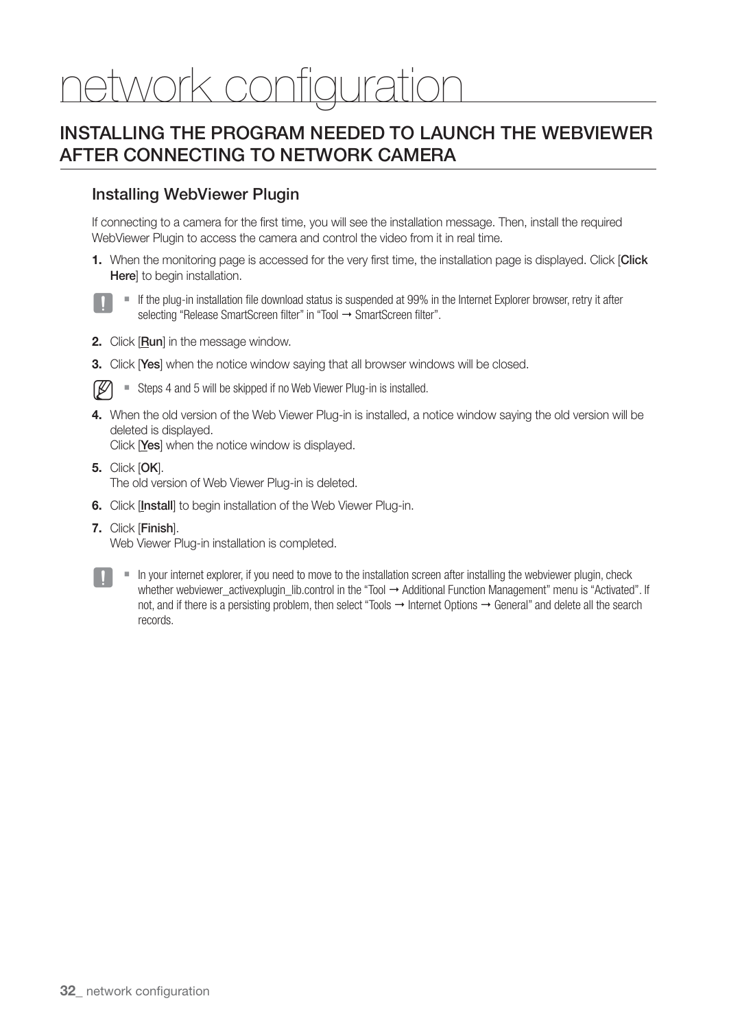# network configuration

## INSTALLING THE PROGRAM NEEDED TO LAUNCH THE WEBVIEWER AFTER CONNECTING TO NETWORK CAMERA

### Installing WebViewer Plugin

If connecting to a camera for the first time, you will see the installation message. Then, install the required WebViewer Plugin to access the camera and control the video from it in real time.

1. When the monitoring page is accessed for the very first time, the installation page is displayed. Click [**Click Here**] to begin installation.

   - If the plug-in installation file download status is suspended at 99% in the Internet Explorer browser, retry it after selecting "Release SmartScreen filter" in "Tool → SmartScreen filter".

2. Click [**Run**] in the message window.
3. Click [**Yes**] when the notice window saying that all browser windows will be closed.

   - Steps 4 and 5 will be skipped if no Web Viewer Plug-in is installed.

4. When the old version of the Web Viewer Plug-in is installed, a notice window saying the old version will be deleted is displayed.
   Click [**Yes**] when the notice window is displayed.
5. Click [**OK**].
   The old version of Web Viewer Plug-in is deleted.
6. Click [**Install**] to begin installation of the Web Viewer Plug-in.
7. Click [**Finish**].
   Web Viewer Plug-in installation is completed.

   - In your internet explorer, if you need to move to the installation screen after installing the webviewer plugin, check whether webviewer_activexplugin_lib.control in the "Tool → Additional Function Management" menu is "Activated". If not, and if there is a persisting problem, then select "Tools → Internet Options → General" and delete all the search records.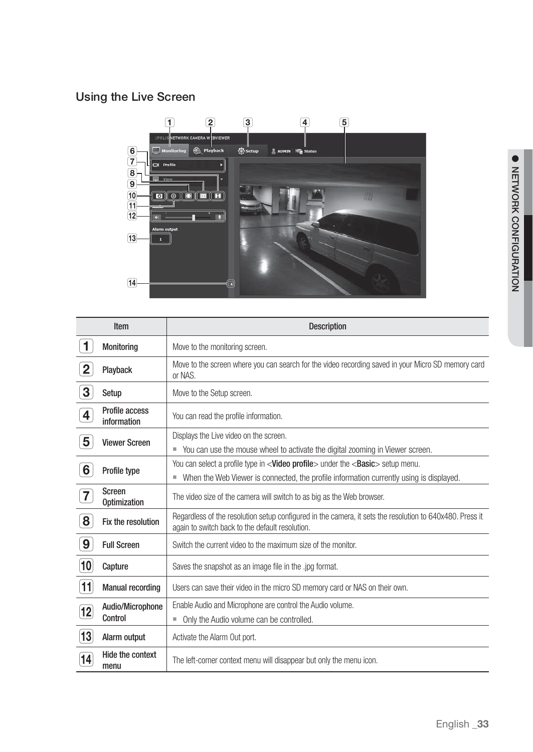## Using the Live Screen

| Item | | Description |
|---|---|---|
| 1 | Monitoring | Move to the monitoring screen. |
| 2 | Playback | Move to the screen where you can search for the video recording saved in your Micro SD memory card or NAS. |
| 3 | Setup | Move to the Setup screen. |
| 4 | Profile access information | You can read the profile information. |
| 5 | Viewer Screen | Displays the Live video on the screen. ■ You can use the mouse wheel to activate the digital zooming in Viewer screen. |
| 6 | Profile type | You can select a profile type in <**Video profile**> under the <**Basic**> setup menu. ■ When the Web Viewer is connected, the profile information currently using is displayed. |
| 7 | Screen Optimization | The video size of the camera will switch to as big as the Web browser. |
| 8 | Fix the resolution | Regardless of the resolution setup configured in the camera, it sets the resolution to 640x480. Press it again to switch back to the default resolution. |
| 9 | Full Screen | Switch the current video to the maximum size of the monitor. |
| 10 | Capture | Saves the snapshot as an image file in the .jpg format. |
| 11 | Manual recording | Users can save their video in the micro SD memory card or NAS on their own. |
| 12 | Audio/Microphone Control | Enable Audio and Microphone are control the Audio volume. ■ Only the Audio volume can be controlled. |
| 13 | Alarm output | Activate the Alarm Out port. |
| 14 | Hide the context menu | The left-corner context menu will disappear but only the menu icon. |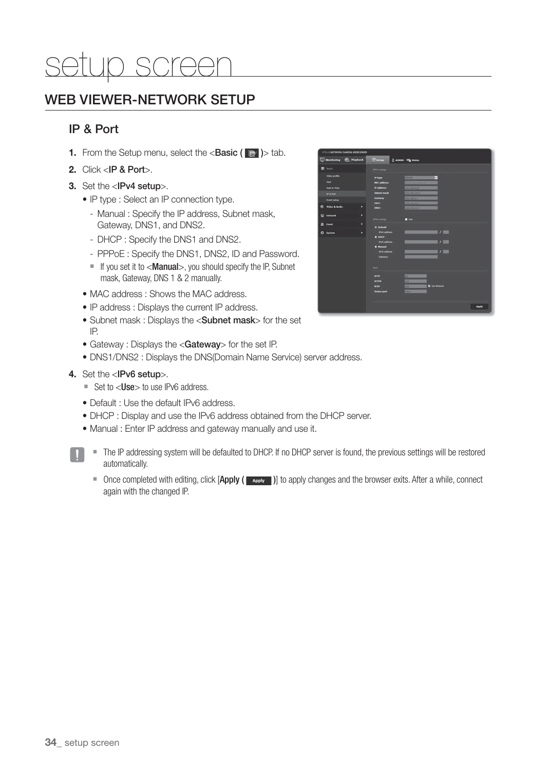# setup screen

## WEB VIEWER-NETWORK SETUP

### IP & Port

1. From the Setup menu, select the <**Basic (** **)**> tab.
2. Click <**IP & Port**>.
3. Set the <**IPv4 setup**>.
   - IP type : Select an IP connection type.
     - Manual : Specify the IP address, Subnet mask, Gateway, DNS1, and DNS2.
     - DHCP : Specify the DNS1 and DNS2.
     - PPPoE : Specify the DNS1, DNS2, ID and Password.
     - ■ If you set it to <**Manual**>, you should specify the IP, Subnet mask, Gateway, DNS 1 & 2 manually.
   - MAC address : Shows the MAC address.
   - IP address : Displays the current IP address.
   - Subnet mask : Displays the <**Subnet mask**> for the set IP.
   - Gateway : Displays the <**Gateway**> for the set IP.
   - DNS1/DNS2 : Displays the DNS(Domain Name Service) server address.
4. Set the <**IPv6 setup**>.
   - ■ Set to <**Use**> to use IPv6 address.
   - Default : Use the default IPv6 address.
   - DHCP : Display and use the IPv6 address obtained from the DHCP server.
   - Manual : Enter IP address and gateway manually and use it.

- ■ The IP addressing system will be defaulted to DHCP. If no DHCP server is found, the previous settings will be restored automatically.
- ■ Once completed with editing, click [**Apply (** **)**] to apply changes and the browser exits. After a while, connect again with the changed IP.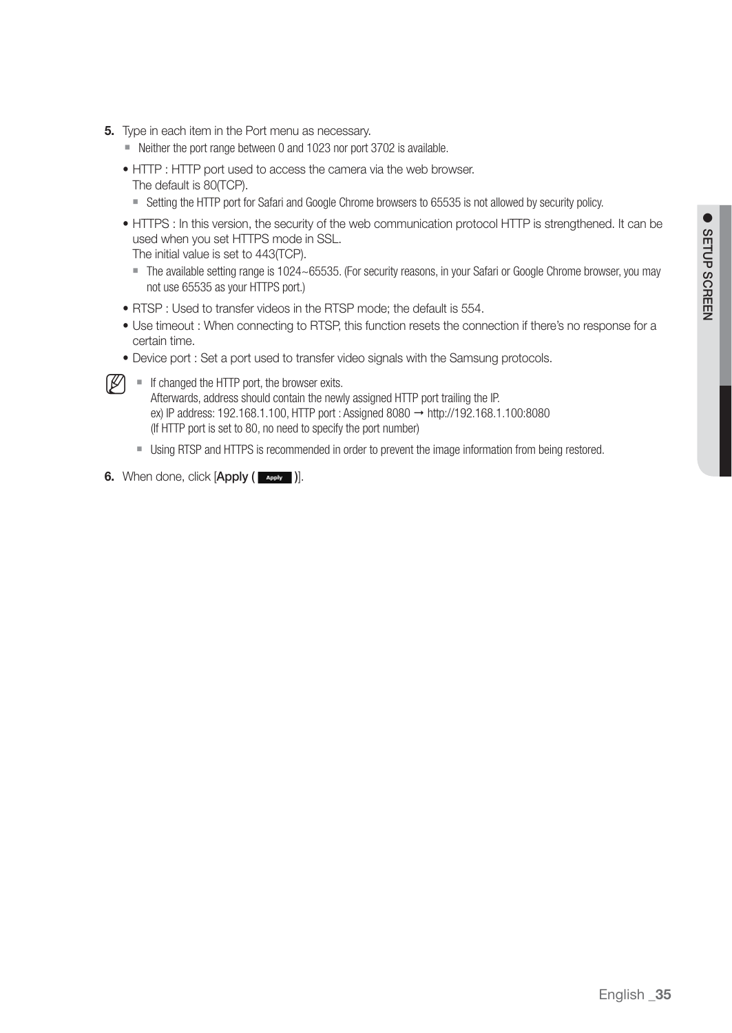5. Type in each item in the Port menu as necessary.
   - Neither the port range between 0 and 1023 nor port 3702 is available.
   - HTTP : HTTP port used to access the camera via the web browser.
     The default is 80(TCP).
     - Setting the HTTP port for Safari and Google Chrome browsers to 65535 is not allowed by security policy.
   - HTTPS : In this version, the security of the web communication protocol HTTP is strengthened. It can be used when you set HTTPS mode in SSL.
     The initial value is set to 443(TCP).
     - The available setting range is 1024~65535. (For security reasons, in your Safari or Google Chrome browser, you may not use 65535 as your HTTPS port.)
   - RTSP : Used to transfer videos in the RTSP mode; the default is 554.
   - Use timeout : When connecting to RTSP, this function resets the connection if there's no response for a certain time.
   - Device port : Set a port used to transfer video signals with the Samsung protocols.

   - If changed the HTTP port, the browser exits.
     Afterwards, address should contain the newly assigned HTTP port trailing the IP.
     ex) IP address: 192.168.1.100, HTTP port : Assigned 8080 → http://192.168.1.100:8080
     (If HTTP port is set to 80, no need to specify the port number)
   - Using RTSP and HTTPS is recommended in order to prevent the image information from being restored.

6. When done, click [**Apply (** Apply **)**].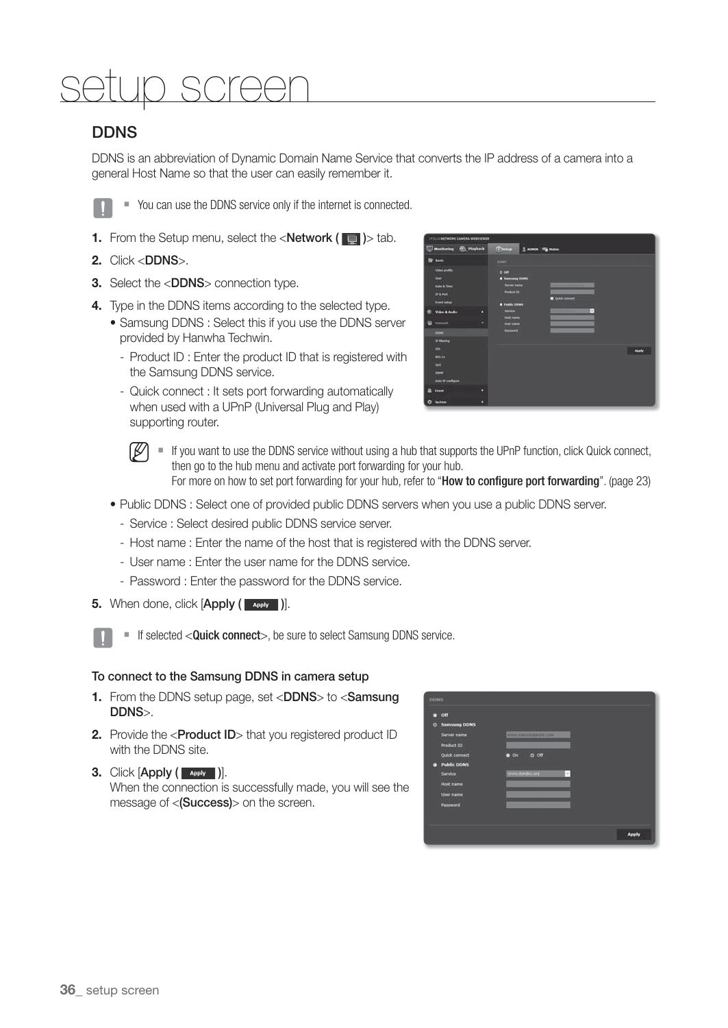# setup screen

## DDNS

DDNS is an abbreviation of Dynamic Domain Name Service that converts the IP address of a camera into a general Host Name so that the user can easily remember it.

- You can use the DDNS service only if the internet is connected.

1. From the Setup menu, select the <**Network** ( )> tab.
2. Click <**DDNS**>.
3. Select the <**DDNS**> connection type.
4. Type in the DDNS items according to the selected type.
   - Samsung DDNS : Select this if you use the DDNS server provided by Hanwha Techwin.
     - Product ID : Enter the product ID that is registered with the Samsung DDNS service.
     - Quick connect : It sets port forwarding automatically when used with a UPnP (Universal Plug and Play) supporting router.

   - If you want to use the DDNS service without using a hub that supports the UPnP function, click Quick connect, then go to the hub menu and activate port forwarding for your hub. For more on how to set port forwarding for your hub, refer to "**How to configure port forwarding**". (page 23)

   - Public DDNS : Select one of provided public DDNS servers when you use a public DDNS server.
     - Service : Select desired public DDNS service server.
     - Host name : Enter the name of the host that is registered with the DDNS server.
     - User name : Enter the user name for the DDNS service.
     - Password : Enter the password for the DDNS service.
5. When done, click [**Apply** ( Apply )].

- If selected <**Quick connect**>, be sure to select Samsung DDNS service.

**To connect to the Samsung DDNS in camera setup**

1. From the DDNS setup page, set <**DDNS**> to <**Samsung DDNS**>.
2. Provide the <**Product ID**> that you registered product ID with the DDNS site.
3. Click [**Apply** ( Apply )].
   When the connection is successfully made, you will see the message of <**(Success)**> on the screen.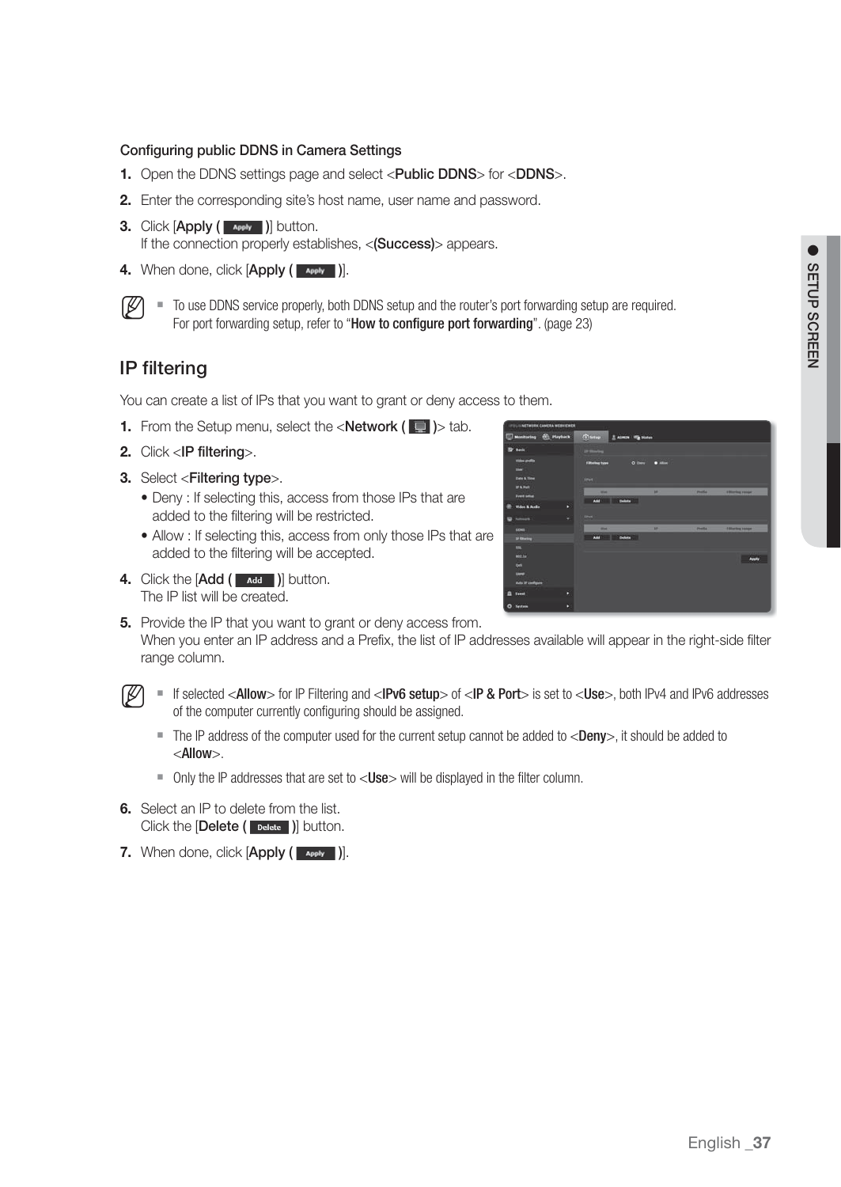### Configuring public DDNS in Camera Settings

1. Open the DDNS settings page and select <**Public DDNS**> for <**DDNS**>.
2. Enter the corresponding site's host name, user name and password.
3. Click [**Apply (** Apply **)**] button.
   If the connection properly establishes, <**(Success)**> appears.
4. When done, click [**Apply (** Apply **)**].

- To use DDNS service properly, both DDNS setup and the router's port forwarding setup are required.
  For port forwarding setup, refer to "**How to configure port forwarding**". (page 23)

## IP filtering

You can create a list of IPs that you want to grant or deny access to them.

1. From the Setup menu, select the <**Network (** **)**> tab.
2. Click <**IP filtering**>.
3. Select <**Filtering type**>.
   - Deny : If selecting this, access from those IPs that are added to the filtering will be restricted.
   - Allow : If selecting this, access from only those IPs that are added to the filtering will be accepted.
4. Click the [**Add (** Add **)**] button.
   The IP list will be created.
5. Provide the IP that you want to grant or deny access from.
   When you enter an IP address and a Prefix, the list of IP addresses available will appear in the right-side filter range column.

- If selected <**Allow**> for IP Filtering and <**IPv6 setup**> of <**IP & Port**> is set to <**Use**>, both IPv4 and IPv6 addresses of the computer currently configuring should be assigned.
- The IP address of the computer used for the current setup cannot be added to <**Deny**>, it should be added to <**Allow**>.
- Only the IP addresses that are set to <**Use**> will be displayed in the filter column.

6. Select an IP to delete from the list.
   Click the [**Delete (** Delete **)**] button.
7. When done, click [**Apply (** Apply **)**].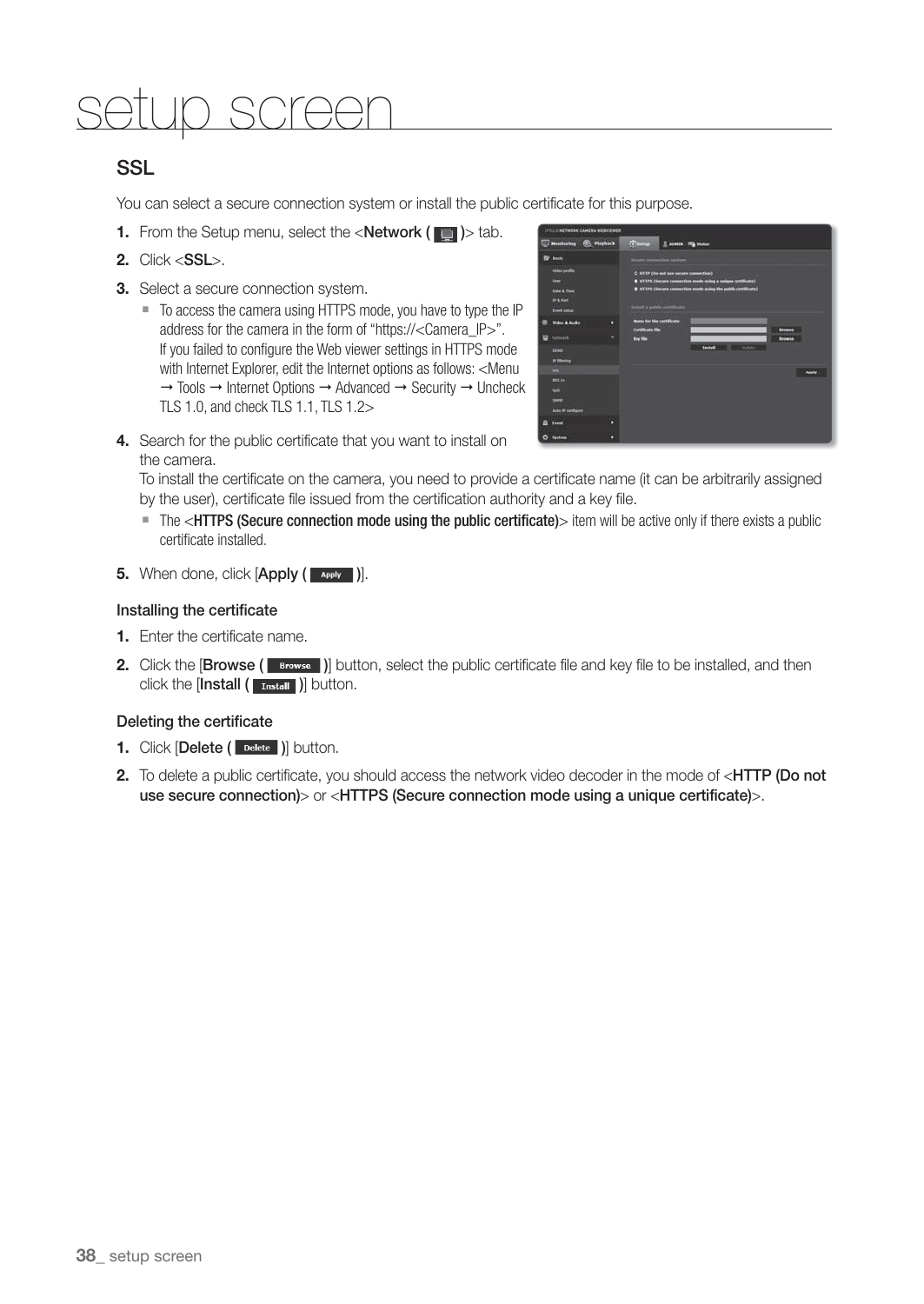# setup screen

## SSL

You can select a secure connection system or install the public certificate for this purpose.

1. From the Setup menu, select the <**Network (** **)**> tab.
2. Click <**SSL**>.
3. Select a secure connection system.
   - To access the camera using HTTPS mode, you have to type the IP address for the camera in the form of "https://<Camera_IP>". If you failed to configure the Web viewer settings in HTTPS mode with Internet Explorer, edit the Internet options as follows: <Menu → Tools → Internet Options → Advanced → Security → Uncheck TLS 1.0, and check TLS 1.1, TLS 1.2>
4. Search for the public certificate that you want to install on the camera.
   To install the certificate on the camera, you need to provide a certificate name (it can be arbitrarily assigned by the user), certificate file issued from the certification authority and a key file.
   - The <**HTTPS (Secure connection mode using the public certificate)**> item will be active only if there exists a public certificate installed.
5. When done, click [**Apply (** **)**].

### Installing the certificate

1. Enter the certificate name.
2. Click the [**Browse (** **)**] button, select the public certificate file and key file to be installed, and then click the [**Install (** **)**] button.

### Deleting the certificate

1. Click [**Delete (** **)**] button.
2. To delete a public certificate, you should access the network video decoder in the mode of <**HTTP (Do not use secure connection)**> or <**HTTPS (Secure connection mode using a unique certificate)**>.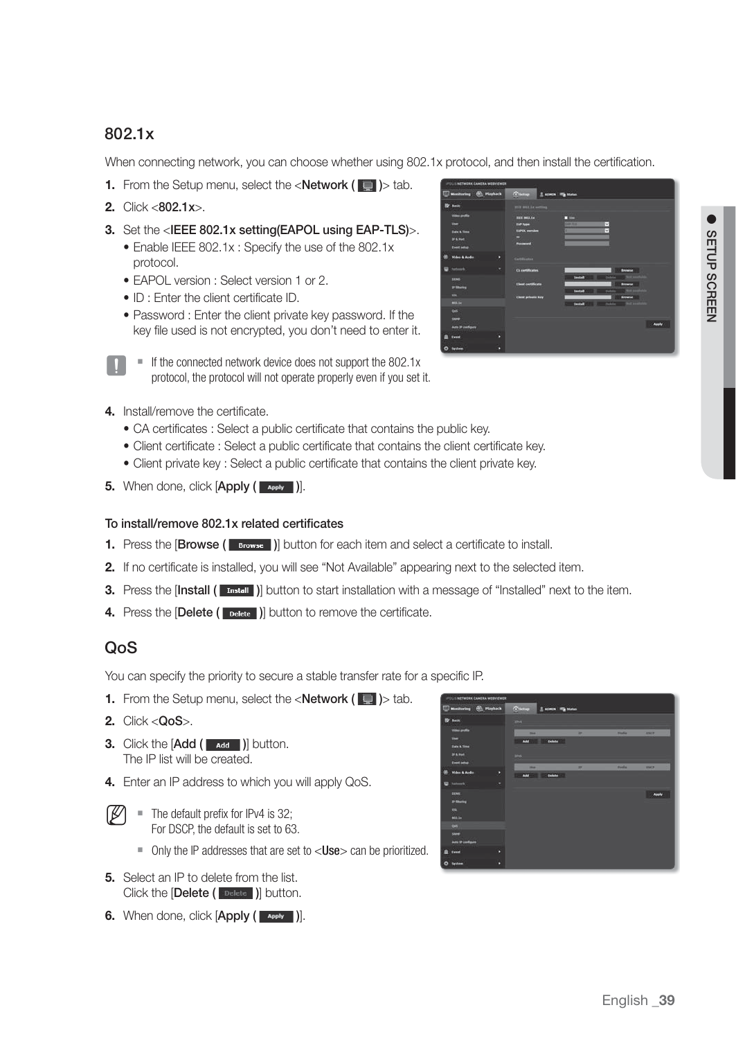## 802.1x

When connecting network, you can choose whether using 802.1x protocol, and then install the certification.

1. From the Setup menu, select the <**Network** ( )> tab.
2. Click <**802.1x**>.
3. Set the <**IEEE 802.1x setting(EAPOL using EAP-TLS)**>.
   - Enable IEEE 802.1x : Specify the use of the 802.1x protocol.
   - EAPOL version : Select version 1 or 2.
   - ID : Enter the client certificate ID.
   - Password : Enter the client private key password. If the key file used is not encrypted, you don't need to enter it.

   - If the connected network device does not support the 802.1x protocol, the protocol will not operate properly even if you set it.

4. Install/remove the certificate.
   - CA certificates : Select a public certificate that contains the public key.
   - Client certificate : Select a public certificate that contains the client certificate key.
   - Client private key : Select a public certificate that contains the client private key.
5. When done, click [**Apply** ( )].

**To install/remove 802.1x related certificates**

1. Press the [**Browse** ( )] button for each item and select a certificate to install.
2. If no certificate is installed, you will see "Not Available" appearing next to the selected item.
3. Press the [**Install** ( )] button to start installation with a message of "Installed" next to the item.
4. Press the [**Delete** ( )] button to remove the certificate.

## QoS

You can specify the priority to secure a stable transfer rate for a specific IP.

1. From the Setup menu, select the <**Network** ( )> tab.
2. Click <**QoS**>.
3. Click the [**Add** ( )] button.
   The IP list will be created.
4. Enter an IP address to which you will apply QoS.

   - The default prefix for IPv4 is 32;
     For DSCP, the default is set to 63.
   - Only the IP addresses that are set to <**Use**> can be prioritized.

5. Select an IP to delete from the list.
   Click the [**Delete** ( )] button.
6. When done, click [**Apply** ( )].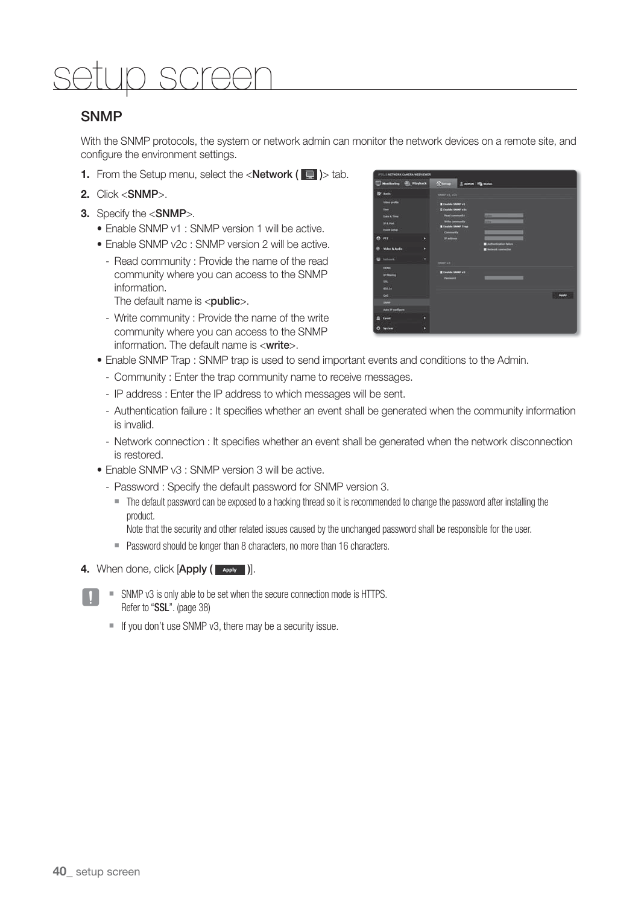# setup screen

## SNMP

With the SNMP protocols, the system or network admin can monitor the network devices on a remote site, and configure the environment settings.

1. From the Setup menu, select the <**Network (** **)**> tab.
2. Click <**SNMP**>.
3. Specify the <**SNMP**>.
   - Enable SNMP v1 : SNMP version 1 will be active.
   - Enable SNMP v2c : SNMP version 2 will be active.
     - Read community : Provide the name of the read community where you can access to the SNMP information.
       The default name is <**public**>.
     - Write community : Provide the name of the write community where you can access to the SNMP information. The default name is <**write**>.
   - Enable SNMP Trap : SNMP trap is used to send important events and conditions to the Admin.
     - Community : Enter the trap community name to receive messages.
     - IP address : Enter the IP address to which messages will be sent.
     - Authentication failure : It specifies whether an event shall be generated when the community information is invalid.
     - Network connection : It specifies whether an event shall be generated when the network disconnection is restored.
   - Enable SNMP v3 : SNMP version 3 will be active.
     - Password : Specify the default password for SNMP version 3.
       - The default password can be exposed to a hacking thread so it is recommended to change the password after installing the product.
         Note that the security and other related issues caused by the unchanged password shall be responsible for the user.
       - Password should be longer than 8 characters, no more than 16 characters.
4. When done, click [**Apply (** **)**].

- SNMP v3 is only able to be set when the secure connection mode is HTTPS.
  Refer to "**SSL**". (page 38)
- If you don't use SNMP v3, there may be a security issue.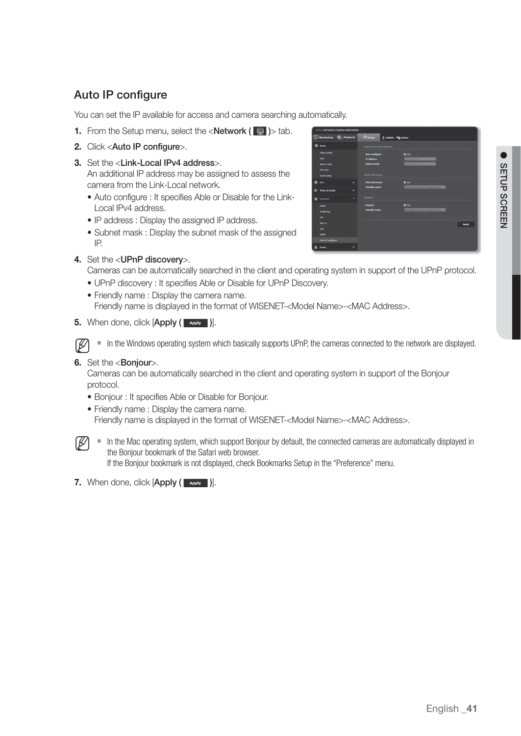## Auto IP configure

You can set the IP available for access and camera searching automatically.

1. From the Setup menu, select the <**Network (** **)**> tab.
2. Click <**Auto IP configure**>.
3. Set the <**Link-Local IPv4 address**>.
   An additional IP address may be assigned to assess the camera from the Link-Local network.
   - Auto configure : It specifies Able or Disable for the Link-Local IPv4 address.
   - IP address : Display the assigned IP address.
   - Subnet mask : Display the subnet mask of the assigned IP.
4. Set the <**UPnP discovery**>.
   Cameras can be automatically searched in the client and operating system in support of the UPnP protocol.
   - UPnP discovery : It specifies Able or Disable for UPnP Discovery.
   - Friendly name : Display the camera name.
     Friendly name is displayed in the format of WISENET-<Model Name>-<MAC Address>.
5. When done, click [**Apply (** **)**].

- In the Windows operating system which basically supports UPnP, the cameras connected to the network are displayed.

6. Set the <**Bonjour**>.
   Cameras can be automatically searched in the client and operating system in support of the Bonjour protocol.
   - Bonjour : It specifies Able or Disable for Bonjour.
   - Friendly name : Display the camera name.
     Friendly name is displayed in the format of WISENET-<Model Name>-<MAC Address>.

- In the Mac operating system, which support Bonjour by default, the connected cameras are automatically displayed in the Bonjour bookmark of the Safari web browser.
  If the Bonjour bookmark is not displayed, check Bookmarks Setup in the "Preference" menu.

7. When done, click [**Apply (** **)**].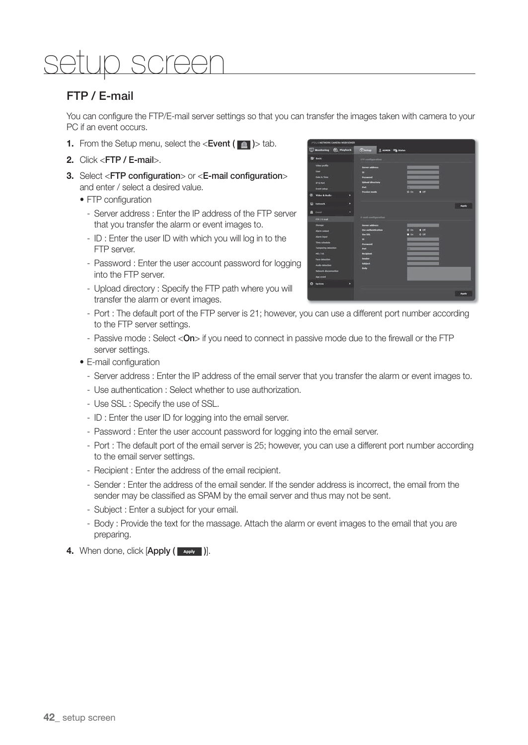# setup screen

## FTP / E-mail

You can configure the FTP/E-mail server settings so that you can transfer the images taken with camera to your PC if an event occurs.

1. From the Setup menu, select the <**Event (** **)**> tab.
2. Click <**FTP / E-mail**>.
3. Select <**FTP configuration**> or <**E-mail configuration**> and enter / select a desired value.
   - FTP configuration
     - Server address : Enter the IP address of the FTP server that you transfer the alarm or event images to.
     - ID : Enter the user ID with which you will log in to the FTP server.
     - Password : Enter the user account password for logging into the FTP server.
     - Upload directory : Specify the FTP path where you will transfer the alarm or event images.
     - Port : The default port of the FTP server is 21; however, you can use a different port number according to the FTP server settings.
     - Passive mode : Select <**On**> if you need to connect in passive mode due to the firewall or the FTP server settings.
   - E-mail configuration
     - Server address : Enter the IP address of the email server that you transfer the alarm or event images to.
     - Use authentication : Select whether to use authorization.
     - Use SSL : Specify the use of SSL.
     - ID : Enter the user ID for logging into the email server.
     - Password : Enter the user account password for logging into the email server.
     - Port : The default port of the email server is 25; however, you can use a different port number according to the email server settings.
     - Recipient : Enter the address of the email recipient.
     - Sender : Enter the address of the email sender. If the sender address is incorrect, the email from the sender may be classified as SPAM by the email server and thus may not be sent.
     - Subject : Enter a subject for your email.
     - Body : Provide the text for the massage. Attach the alarm or event images to the email that you are preparing.
4. When done, click [**Apply (** Apply **)**].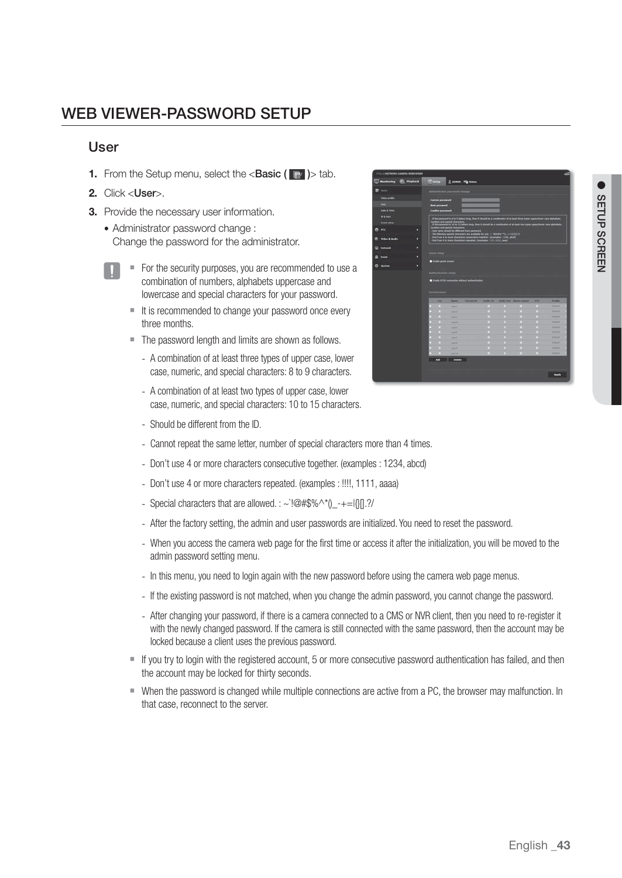# WEB VIEWER-PASSWORD SETUP

## User

1. From the Setup menu, select the <**Basic (** **)**> tab.
2. Click <**User**>.
3. Provide the necessary user information.
   - Administrator password change : Change the password for the administrator.

- For the security purposes, you are recommended to use a combination of numbers, alphabets uppercase and lowercase and special characters for your password.
- It is recommended to change your password once every three months.
- The password length and limits are shown as follows.
  - A combination of at least three types of upper case, lower case, numeric, and special characters: 8 to 9 characters.
  - A combination of at least two types of upper case, lower case, numeric, and special characters: 10 to 15 characters.
  - Should be different from the ID.
  - Cannot repeat the same letter, number of special characters more than 4 times.
  - Don't use 4 or more characters consecutive together. (examples : 1234, abcd)
  - Don't use 4 or more characters repeated. (examples : !!!!, 1111, aaaa)
  - Special characters that are allowed. : ~`!@#$%^*()_-+=|{}[].?/
  - After the factory setting, the admin and user passwords are initialized. You need to reset the password.
  - When you access the camera web page for the first time or access it after the initialization, you will be moved to the admin password setting menu.
  - In this menu, you need to login again with the new password before using the camera web page menus.
  - If the existing password is not matched, when you change the admin password, you cannot change the password.
  - After changing your password, if there is a camera connected to a CMS or NVR client, then you need to re-register it with the newly changed password. If the camera is still connected with the same password, then the account may be locked because a client uses the previous password.
- If you try to login with the registered account, 5 or more consecutive password authentication has failed, and then the account may be locked for thirty seconds.
- When the password is changed while multiple connections are active from a PC, the browser may malfunction. In that case, reconnect to the server.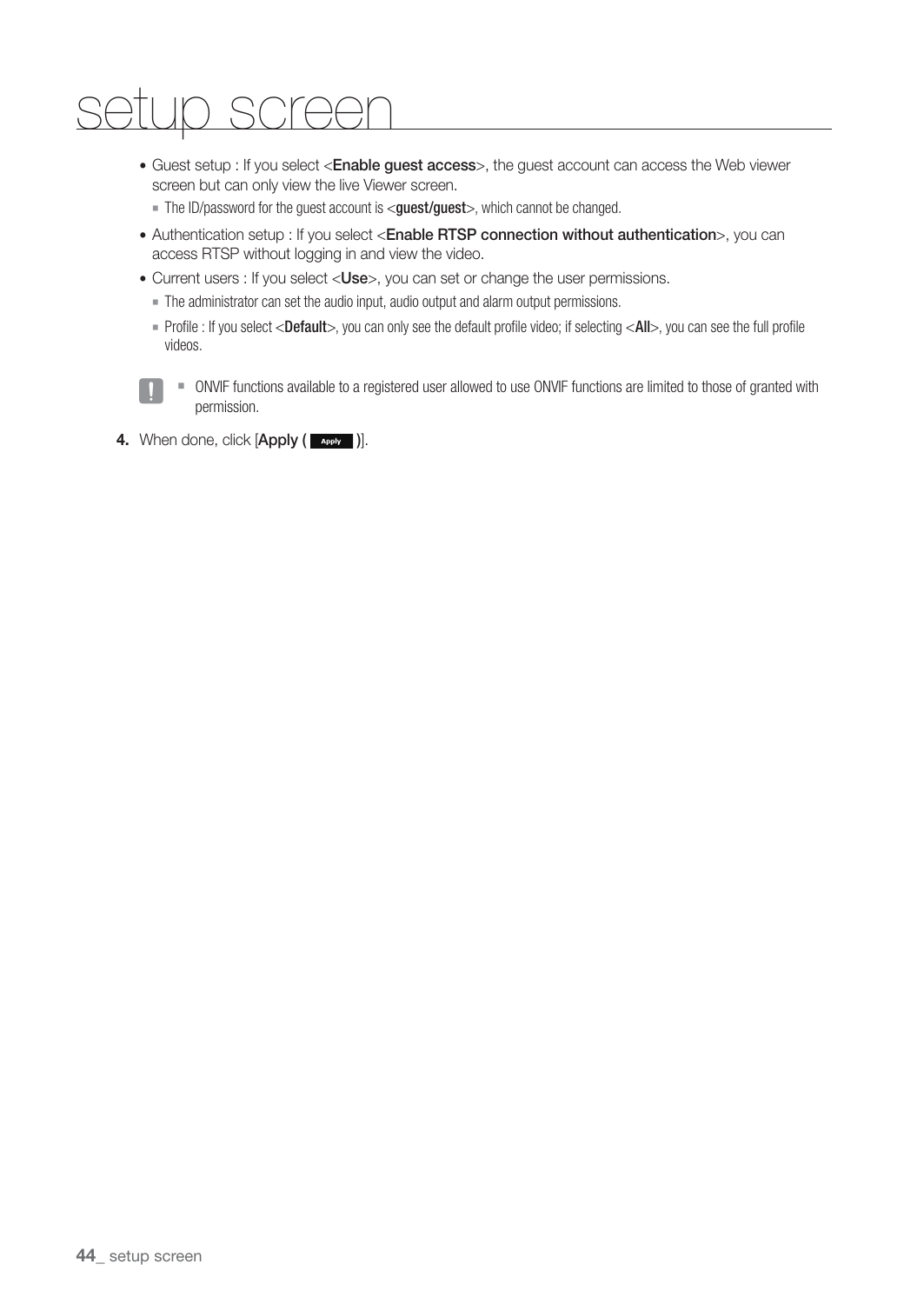# setup screen

- Guest setup : If you select <**Enable guest access**>, the guest account can access the Web viewer screen but can only view the live Viewer screen.
  - The ID/password for the guest account is <**guest/guest**>, which cannot be changed.
- Authentication setup : If you select <**Enable RTSP connection without authentication**>, you can access RTSP without logging in and view the video.
- Current users : If you select <**Use**>, you can set or change the user permissions.
  - The administrator can set the audio input, audio output and alarm output permissions.
  - Profile : If you select <**Default**>, you can only see the default profile video; if selecting <**All**>, you can see the full profile videos.

> ! ■ ONVIF functions available to a registered user allowed to use ONVIF functions are limited to those of granted with permission.

**4.** When done, click [**Apply ( Apply )**].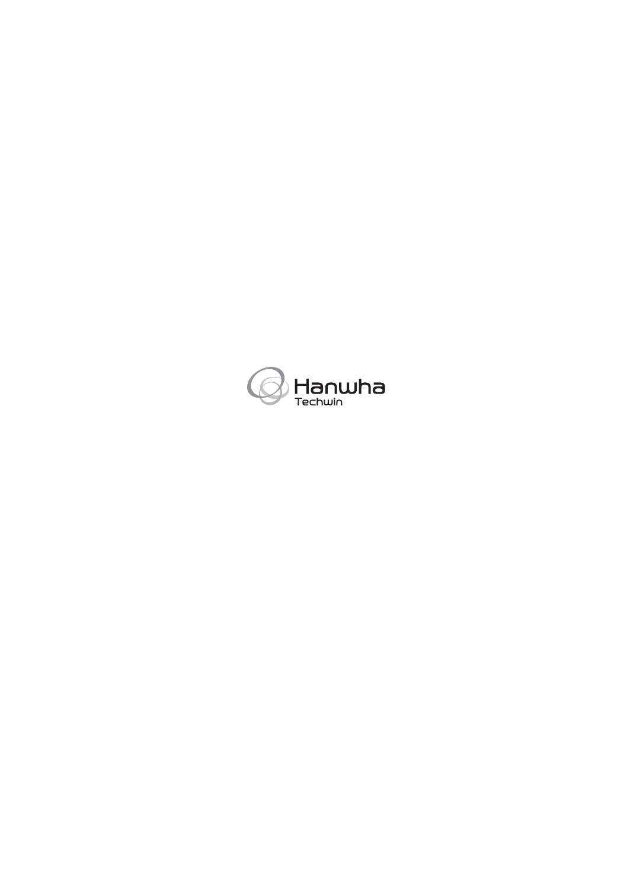Hanwha

Techwin